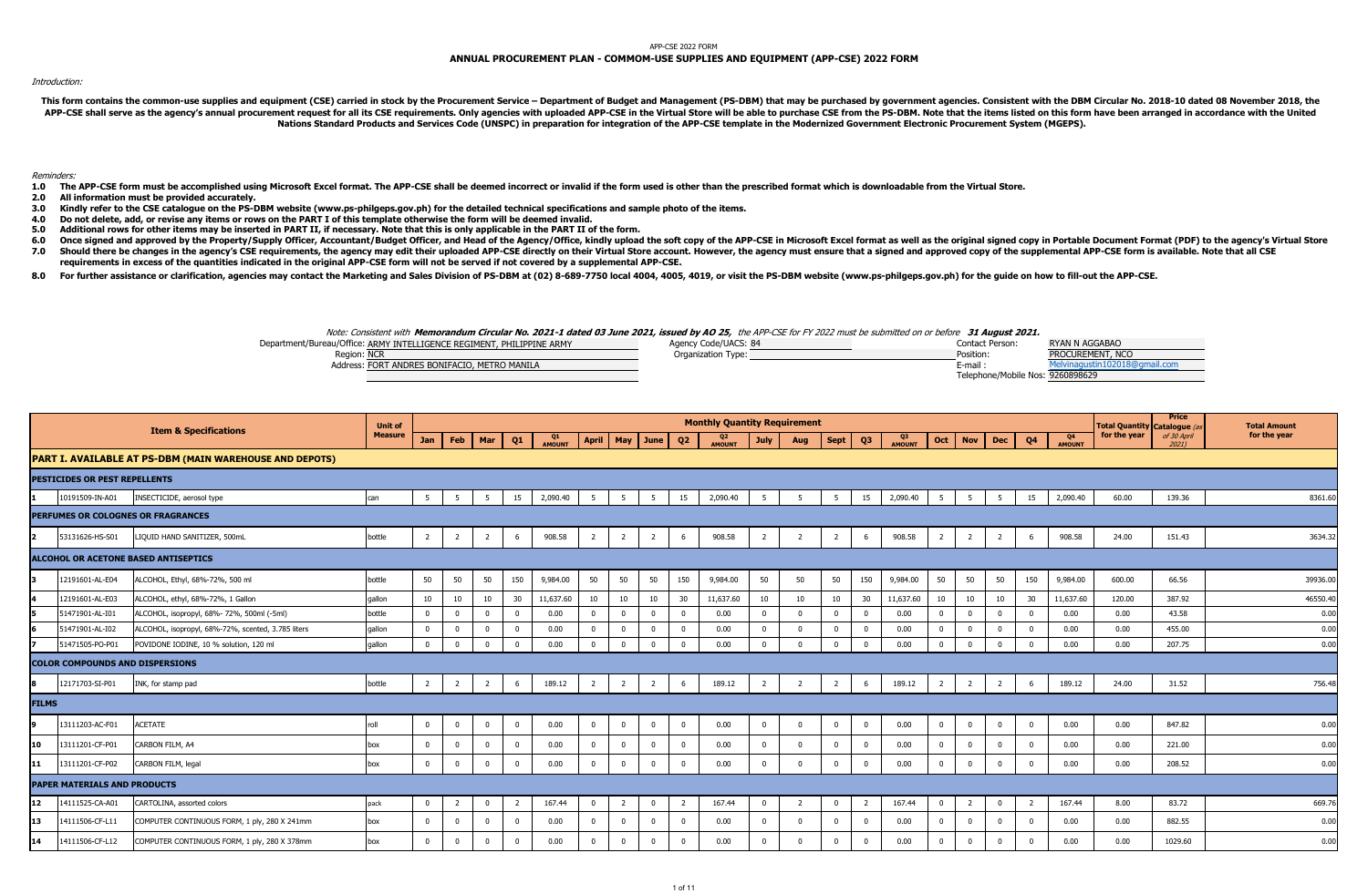APP-CSE 2022 FORM

# ANNUAL PROCUREMENT PLAN - COMMOM-USE SUPPLIES AND EQUIPMENT (APP-CSE) 2022 FORM

*Introduction:*

**This form contains the common-use supplies and equipment (CSE) carried in stock by the Procurement Service – Department of Budget and Management (PS-DBM) that may be purchased by government agencies. Consistent with the DBM Circular No. 2018-10 dated 08 November 2018, the APP-CSE shall serve as the agency's annual procurement request for all its CSE requirements. Only agencies with uploaded APP-CSE in the Virtual Store will be able to purchase CSE from the PS-DBM. Note that the items listed on this form have been arranged in accordance with the United Nations Standard Products and Services Code (UNSPC) in preparation for integration of the APP-CSE template in the Modernized Government Electronic Procurement System (MGEPS).**

*Reminders:*

**1.0 The APP-CSE form must be accomplished using Microsoft Excel format. The APP-CSE shall be deemed incorrect or invalid if the form used is other than the prescribed format which is downloadable from the Virtual Store.**
**2.0 All information must be provided accurately.**
**3.0 Kindly refer to the CSE catalogue on the PS-DBM website (www.ps-philgeps.gov.ph) for the detailed technical specifications and sample photo of the items.**
**4.0 Do not delete, add, or revise any items or rows on the PART I of this template otherwise the form will be deemed invalid.**
**5.0 Additional rows for other items may be inserted in PART II, if necessary. Note that this is only applicable in the PART II of the form.**
**6.0 Once signed and approved by the Property/Supply Officer, Accountant/Budget Officer, and Head of the Agency/Office, kindly upload the soft copy of the APP-CSE in Microsoft Excel format as well as the original signed copy in Portable Document Format (PDF) to the agency's Virtual Store**
**7.0 Should there be changes in the agency's CSE requirements, the agency may edit their uploaded APP-CSE directly on their Virtual Store account. However, the agency must ensure that a signed and approved copy of the supplemental APP-CSE form is available. Note that all CSE requirements in excess of the quantities indicated in the original APP-CSE form will not be served if not covered by a supplemental APP-CSE.**

**8.0 For further assistance or clarification, agencies may contact the Marketing and Sales Division of PS-DBM at (02) 8-689-7750 local 4004, 4005, 4019, or visit the PS-DBM website (www.ps-philgeps.gov.ph) for the guide on how to fill-out the APP-CSE.**

*Note: Consistent with **Memorandum Circular No. 2021-1 dated 03 June 2021, issued by AO 25**, the APP-CSE for FY 2022 must be submitted on or before **31 August 2021.***

Department/Bureau/Office: ARMY INTELLIGENCE REGIMENT, PHILIPPINE ARMY
Region: NCR
Address: FORT ANDRES BONIFACIO, METRO MANILA

Agency Code/UACS: 84
Organization Type:

Contact Person: RYAN N AGGABAO
Position: PROCUREMENT, NCO
E-mail : Melvinagustin102018@gmail.com
Telephone/Mobile Nos: 9260898629

| | Item & Specifications | | Unit of Measure | Jan | Feb | Mar | Q1 | Q1 AMOUNT | April | May | June | Q2 | Q2 AMOUNT | July | Aug | Sept | Q3 | Q3 AMOUNT | Oct | Nov | Dec | Q4 | Q4 AMOUNT | Total Quantity for the year | Price Catalogue (as of 30 April 2021) | Total Amount for the year |
|---|---|---|---|---|---|---|---|---|---|---|---|---|---|---|---|---|---|---|---|---|---|---|---|---|---|---|
| **PART I. AVAILABLE AT PS-DBM (MAIN WAREHOUSE AND DEPOTS)** | | | | | | | | | | | | | | | | | | | | | | | | | | |
| **PESTICIDES OR PEST REPELLENTS** | | | | | | | | | | | | | | | | | | | | | | | | | | |
| 1 | 10191509-IN-A01 | INSECTICIDE, aerosol type | can | 5 | 5 | 5 | 15 | 2,090.40 | 5 | 5 | 5 | 15 | 2,090.40 | 5 | 5 | 5 | 15 | 2,090.40 | 5 | 5 | 5 | 15 | 2,090.40 | 60.00 | 139.36 | 8361.60 |
| **PERFUMES OR COLOGNES OR FRAGRANCES** | | | | | | | | | | | | | | | | | | | | | | | | | | |
| 2 | 53131626-HS-S01 | LIQUID HAND SANITIZER, 500mL | bottle | 2 | 2 | 2 | 6 | 908.58 | 2 | 2 | 2 | 6 | 908.58 | 2 | 2 | 2 | 6 | 908.58 | 2 | 2 | 2 | 6 | 908.58 | 24.00 | 151.43 | 3634.32 |
| **ALCOHOL OR ACETONE BASED ANTISEPTICS** | | | | | | | | | | | | | | | | | | | | | | | | | | |
| 3 | 12191601-AL-E04 | ALCOHOL, Ethyl, 68%-72%, 500 ml | bottle | 50 | 50 | 50 | 150 | 9,984.00 | 50 | 50 | 50 | 150 | 9,984.00 | 50 | 50 | 50 | 150 | 9,984.00 | 50 | 50 | 50 | 150 | 9,984.00 | 600.00 | 66.56 | 39936.00 |
| 4 | 12191601-AL-E03 | ALCOHOL, ethyl, 68%-72%, 1 Gallon | gallon | 10 | 10 | 10 | 30 | 11,637.60 | 10 | 10 | 10 | 30 | 11,637.60 | 10 | 10 | 10 | 30 | 11,637.60 | 10 | 10 | 10 | 30 | 11,637.60 | 120.00 | 387.92 | 46550.40 |
| 5 | 51471901-AL-I01 | ALCOHOL, isopropyl, 68%- 72%, 500ml (-5ml) | bottle | 0 | 0 | 0 | 0 | 0.00 | 0 | 0 | 0 | 0 | 0.00 | 0 | 0 | 0 | 0 | 0.00 | 0 | 0 | 0 | 0 | 0.00 | 0.00 | 43.58 | 0.00 |
| 6 | 51471901-AL-I02 | ALCOHOL, isopropyl, 68%-72%, scented, 3.785 liters | gallon | 0 | 0 | 0 | 0 | 0.00 | 0 | 0 | 0 | 0 | 0.00 | 0 | 0 | 0 | 0 | 0.00 | 0 | 0 | 0 | 0 | 0.00 | 0.00 | 455.00 | 0.00 |
| 7 | 51471505-PO-P01 | POVIDONE IODINE, 10 % solution, 120 ml | gallon | 0 | 0 | 0 | 0 | 0.00 | 0 | 0 | 0 | 0 | 0.00 | 0 | 0 | 0 | 0 | 0.00 | 0 | 0 | 0 | 0 | 0.00 | 0.00 | 207.75 | 0.00 |
| **COLOR COMPOUNDS AND DISPERSIONS** | | | | | | | | | | | | | | | | | | | | | | | | | | |
| 8 | 12171703-SI-P01 | INK, for stamp pad | bottle | 2 | 2 | 2 | 6 | 189.12 | 2 | 2 | 2 | 6 | 189.12 | 2 | 2 | 2 | 6 | 189.12 | 2 | 2 | 2 | 6 | 189.12 | 24.00 | 31.52 | 756.48 |
| **FILMS** | | | | | | | | | | | | | | | | | | | | | | | | | | |
| 9 | 13111203-AC-F01 | ACETATE | roll | 0 | 0 | 0 | 0 | 0.00 | 0 | 0 | 0 | 0 | 0.00 | 0 | 0 | 0 | 0 | 0.00 | 0 | 0 | 0 | 0 | 0.00 | 0.00 | 847.82 | 0.00 |
| 10 | 13111201-CF-P01 | CARBON FILM, A4 | box | 0 | 0 | 0 | 0 | 0.00 | 0 | 0 | 0 | 0 | 0.00 | 0 | 0 | 0 | 0 | 0.00 | 0 | 0 | 0 | 0 | 0.00 | 0.00 | 221.00 | 0.00 |
| 11 | 13111201-CF-P02 | CARBON FILM, legal | box | 0 | 0 | 0 | 0 | 0.00 | 0 | 0 | 0 | 0 | 0.00 | 0 | 0 | 0 | 0 | 0.00 | 0 | 0 | 0 | 0 | 0.00 | 0.00 | 208.52 | 0.00 |
| **PAPER MATERIALS AND PRODUCTS** | | | | | | | | | | | | | | | | | | | | | | | | | | |
| 12 | 14111525-CA-A01 | CARTOLINA, assorted colors | pack | 0 | 2 | 0 | 2 | 167.44 | 0 | 2 | 0 | 2 | 167.44 | 0 | 2 | 0 | 2 | 167.44 | 0 | 2 | 0 | 2 | 167.44 | 8.00 | 83.72 | 669.76 |
| 13 | 14111506-CF-L11 | COMPUTER CONTINUOUS FORM, 1 ply, 280 X 241mm | box | 0 | 0 | 0 | 0 | 0.00 | 0 | 0 | 0 | 0 | 0.00 | 0 | 0 | 0 | 0 | 0.00 | 0 | 0 | 0 | 0 | 0.00 | 0.00 | 882.55 | 0.00 |
| 14 | 14111506-CF-L12 | COMPUTER CONTINUOUS FORM, 1 ply, 280 X 378mm | box | 0 | 0 | 0 | 0 | 0.00 | 0 | 0 | 0 | 0 | 0.00 | 0 | 0 | 0 | 0 | 0.00 | 0 | 0 | 0 | 0 | 0.00 | 0.00 | 1029.60 | 0.00 |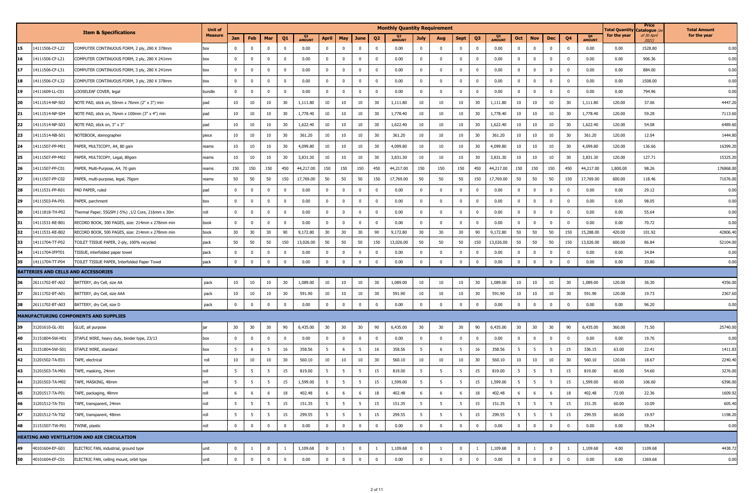| | | Item & Specifications | Unit of Measure | Monthly Quantity Requirement | | | | | | | | | | | | | | | | | | | | Total Quantity for the year | Price Catalogue (as of 30 April 2021) | Total Amount for the year |
|---|---|---|---|---|---|---|---|---|---|---|---|---|---|---|---|---|---|---|---|---|---|---|---|---|---|---|
| | | | | Jan | Feb | Mar | Q1 | Q1 AMOUNT | April | May | June | Q2 | Q2 AMOUNT | July | Aug | Sept | Q3 | Q3 AMOUNT | Oct | Nov | Dec | Q4 | Q4 AMOUNT | | | |
| 15 | 14111506-CF-L22 | COMPUTER CONTINUOUS FORM, 2 ply, 280 X 378mm | box | 0 | 0 | 0 | 0 | 0.00 | 0 | 0 | 0 | 0 | 0.00 | 0 | 0 | 0 | 0 | 0.00 | 0 | 0 | 0 | 0 | 0.00 | 0.00 | 1528.80 | 0.00 |
| 16 | 14111506-CF-L21 | COMPUTER CONTINUOUS FORM, 2 ply, 280 X 241mm | box | 0 | 0 | 0 | 0 | 0.00 | 0 | 0 | 0 | 0 | 0.00 | 0 | 0 | 0 | 0 | 0.00 | 0 | 0 | 0 | 0 | 0.00 | 0.00 | 906.36 | 0.00 |
| 17 | 14111506-CF-L31 | COMPUTER CONTINUOUS FORM, 3 ply, 280 X 241mm | box | 0 | 0 | 0 | 0 | 0.00 | 0 | 0 | 0 | 0 | 0.00 | 0 | 0 | 0 | 0 | 0.00 | 0 | 0 | 0 | 0 | 0.00 | 0.00 | 884.00 | 0.00 |
| 18 | 14111506-CF-L32 | COMPUTER CONTINUOUS FORM, 3 ply, 280 X 378mm | box | 0 | 0 | 0 | 0 | 0.00 | 0 | 0 | 0 | 0 | 0.00 | 0 | 0 | 0 | 0 | 0.00 | 0 | 0 | 0 | 0 | 0.00 | 0.00 | 1508.00 | 0.00 |
| 19 | 14111609-LL-C01 | LOOSELEAF COVER, legal | bundle | 0 | 0 | 0 | 0 | 0.00 | 0 | 0 | 0 | 0 | 0.00 | 0 | 0 | 0 | 0 | 0.00 | 0 | 0 | 0 | 0 | 0.00 | 0.00 | 794.96 | 0.00 |
| 20 | 14111514-NP-S02 | NOTE PAD, stick on, 50mm x 76mm (2" x 3") min | pad | 10 | 10 | 10 | 30 | 1,111.80 | 10 | 10 | 10 | 30 | 1,111.80 | 10 | 10 | 10 | 30 | 1,111.80 | 10 | 10 | 10 | 30 | 1,111.80 | 120.00 | 37.06 | 4447.20 |
| 21 | 14111514-NP-S04 | NOTE PAD, stick on, 76mm x 100mm (3" x 4") min | pad | 10 | 10 | 10 | 30 | 1,778.40 | 10 | 10 | 10 | 30 | 1,778.40 | 10 | 10 | 10 | 30 | 1,778.40 | 10 | 10 | 10 | 30 | 1,778.40 | 120.00 | 59.28 | 7113.60 |
| 22 | 14111514-NP-S03 | NOTE PAD, stick on, 3" x 3" | pad | 10 | 10 | 10 | 30 | 1,622.40 | 10 | 10 | 10 | 30 | 1,622.40 | 10 | 10 | 10 | 30 | 1,622.40 | 10 | 10 | 10 | 30 | 1,622.40 | 120.00 | 54.08 | 6489.60 |
| 23 | 14111514-NB-S01 | NOTEBOOK, stenographer | piece | 10 | 10 | 10 | 30 | 361.20 | 10 | 10 | 10 | 30 | 361.20 | 10 | 10 | 10 | 30 | 361.20 | 10 | 10 | 10 | 30 | 361.20 | 120.00 | 12.04 | 1444.80 |
| 24 | 14111507-PP-M01 | PAPER, MULTICOPY, A4, 80 gsm | reams | 10 | 10 | 10 | 30 | 4,099.80 | 10 | 10 | 10 | 30 | 4,099.80 | 10 | 10 | 10 | 30 | 4,099.80 | 10 | 10 | 10 | 30 | 4,099.80 | 120.00 | 136.66 | 16399.20 |
| 25 | 14111507-PP-M02 | PAPER, MULTICOPY, Legal, 80gsm | reams | 10 | 10 | 10 | 30 | 3,831.30 | 10 | 10 | 10 | 30 | 3,831.30 | 10 | 10 | 10 | 30 | 3,831.30 | 10 | 10 | 10 | 30 | 3,831.30 | 120.00 | 127.71 | 15325.20 |
| 26 | 14111507-PP-C01 | PAPER, Multi-Purpose, A4, 70 gsm | reams | 150 | 150 | 150 | 450 | 44,217.00 | 150 | 150 | 150 | 450 | 44,217.00 | 150 | 150 | 150 | 450 | 44,217.00 | 150 | 150 | 150 | 450 | 44,217.00 | 1,800.00 | 98.26 | 176868.00 |
| 27 | 14111507-PP-C02 | PAPER, multi-purpose, legal, 70gsm | reams | 50 | 50 | 50 | 150 | 17,769.00 | 50 | 50 | 50 | 150 | 17,769.00 | 50 | 50 | 50 | 150 | 17,769.00 | 50 | 50 | 50 | 150 | 17,769.00 | 600.00 | 118.46 | 71076.00 |
| 28 | 14111531-PP-R01 | PAD PAPER, ruled | pad | 0 | 0 | 0 | 0 | 0.00 | 0 | 0 | 0 | 0 | 0.00 | 0 | 0 | 0 | 0 | 0.00 | 0 | 0 | 0 | 0 | 0.00 | 0.00 | 29.12 | 0.00 |
| 29 | 14111503-PA-P01 | PAPER, parchment | box | 0 | 0 | 0 | 0 | 0.00 | 0 | 0 | 0 | 0 | 0.00 | 0 | 0 | 0 | 0 | 0.00 | 0 | 0 | 0 | 0 | 0.00 | 0.00 | 98.05 | 0.00 |
| 30 | 14111818-TH-P02 | Thermal Paper, 55GSM (-5%) ,1/2 Core, 216mm x 30m | roll | 0 | 0 | 0 | 0 | 0.00 | 0 | 0 | 0 | 0 | 0.00 | 0 | 0 | 0 | 0 | 0.00 | 0 | 0 | 0 | 0 | 0.00 | 0.00 | 55.64 | 0.00 |
| 31 | 14111531-RE-B01 | RECORD BOOK, 300 PAGES, size: 214mm x 278mm min | book | 0 | 0 | 0 | 0 | 0.00 | 0 | 0 | 0 | 0 | 0.00 | 0 | 0 | 0 | 0 | 0.00 | 0 | 0 | 0 | 0 | 0.00 | 0.00 | 70.72 | 0.00 |
| 32 | 14111531-RE-B02 | RECORD BOOK, 500 PAGES, size: 214mm x 278mm min | book | 30 | 30 | 30 | 90 | 9,172.80 | 30 | 30 | 30 | 90 | 9,172.80 | 30 | 30 | 30 | 90 | 9,172.80 | 50 | 50 | 50 | 150 | 15,288.00 | 420.00 | 101.92 | 42806.40 |
| 33 | 14111704-TT-P02 | TOILET TISSUE PAPER, 2-ply, 100% recycled | pack | 50 | 50 | 50 | 150 | 13,026.00 | 50 | 50 | 50 | 150 | 13,026.00 | 50 | 50 | 50 | 150 | 13,026.00 | 50 | 50 | 50 | 150 | 13,026.00 | 600.00 | 86.84 | 52104.00 |
| 34 | 14111704-IFPT01 | TISSUE, interfolded paper towel | pack | 0 | 0 | 0 | 0 | 0.00 | 0 | 0 | 0 | 0 | 0.00 | 0 | 0 | 0 | 0 | 0.00 | 0 | 0 | 0 | 0 | 0.00 | 0.00 | 34.84 | 0.00 |
| 35 | 14111704-TT-P04 | TOILET TISSUE PAPER, Interfolded Paper Towel | pack | 0 | 0 | 0 | 0 | 0.00 | 0 | 0 | 0 | 0 | 0.00 | 0 | 0 | 0 | 0 | 0.00 | 0 | 0 | 0 | 0 | 0.00 | 0.00 | 33.80 | 0.00 |
| **BATTERIES AND CELLS AND ACCESSORIES** | | | | | | | | | | | | | | | | | | | | | | | | | | |
| 36 | 26111702-BT-A02 | BATTERY, dry Cell, size AA | pack | 10 | 10 | 10 | 30 | 1,089.00 | 10 | 10 | 10 | 30 | 1,089.00 | 10 | 10 | 10 | 30 | 1,089.00 | 10 | 10 | 10 | 30 | 1,089.00 | 120.00 | 36.30 | 4356.00 |
| 37 | 26111702-BT-A01 | BATTERY, dry Cell, size AAA | pack | 10 | 10 | 10 | 30 | 591.90 | 10 | 10 | 10 | 30 | 591.90 | 10 | 10 | 10 | 30 | 591.90 | 10 | 10 | 10 | 30 | 591.90 | 120.00 | 19.73 | 2367.60 |
| 38 | 26111702-BT-A03 | BATTERY, dry Cell, size D | pack | 0 | 0 | 0 | 0 | 0.00 | 0 | 0 | 0 | 0 | 0.00 | 0 | 0 | 0 | 0 | 0.00 | 0 | 0 | 0 | 0 | 0.00 | 0.00 | 96.20 | 0.00 |
| **MANUFACTURING COMPONENTS AND SUPPLIES** | | | | | | | | | | | | | | | | | | | | | | | | | | |
| 39 | 31201610-GL-J01 | GLUE, all purpose | jar | 30 | 30 | 30 | 90 | 6,435.00 | 30 | 30 | 30 | 90 | 6,435.00 | 30 | 30 | 30 | 90 | 6,435.00 | 30 | 30 | 30 | 90 | 6,435.00 | 360.00 | 71.50 | 25740.00 |
| 40 | 31151804-SW-H01 | STAPLE WIRE, heavy duty, binder type, 23/13 | box | 0 | 0 | 0 | 0 | 0.00 | 0 | 0 | 0 | 0 | 0.00 | 0 | 0 | 0 | 0 | 0.00 | 0 | 0 | 0 | 0 | 0.00 | 0.00 | 19.76 | 0.00 |
| 41 | 31151804-SW-S01 | STAPLE WIRE, standard | box | 5 | 6 | 5 | 16 | 358.56 | 5 | 6 | 5 | 16 | 358.56 | 5 | 6 | 5 | 16 | 358.56 | 5 | 5 | 5 | 15 | 336.15 | 63.00 | 22.41 | 1411.83 |
| 42 | 31201502-TA-E01 | TAPE, electrical | roll | 10 | 10 | 10 | 30 | 560.10 | 10 | 10 | 10 | 30 | 560.10 | 10 | 10 | 10 | 30 | 560.10 | 10 | 10 | 10 | 30 | 560.10 | 120.00 | 18.67 | 2240.40 |
| 43 | 31201503-TA-M01 | TAPE, masking, 24mm | roll | 5 | 5 | 5 | 15 | 819.00 | 5 | 5 | 5 | 15 | 819.00 | 5 | 5 | 5 | 15 | 819.00 | 5 | 5 | 5 | 15 | 819.00 | 60.00 | 54.60 | 3276.00 |
| 44 | 31201503-TA-M02 | TAPE, MASKING, 48mm | roll | 5 | 5 | 5 | 15 | 1,599.00 | 5 | 5 | 5 | 15 | 1,599.00 | 5 | 5 | 5 | 15 | 1,599.00 | 5 | 5 | 5 | 15 | 1,599.00 | 60.00 | 106.60 | 6396.00 |
| 45 | 31201517-TA-P01 | TAPE, packaging, 48mm | roll | 6 | 6 | 6 | 18 | 402.48 | 6 | 6 | 6 | 18 | 402.48 | 6 | 6 | 6 | 18 | 402.48 | 6 | 6 | 6 | 18 | 402.48 | 72.00 | 22.36 | 1609.92 |
| 46 | 31201512-TA-T01 | TAPE, transparent, 24mm | roll | 5 | 5 | 5 | 15 | 151.35 | 5 | 5 | 5 | 15 | 151.35 | 5 | 5 | 5 | 15 | 151.35 | 5 | 5 | 5 | 15 | 151.35 | 60.00 | 10.09 | 605.40 |
| 47 | 31201512-TA-T02 | TAPE, transparent, 48mm | roll | 5 | 5 | 5 | 15 | 299.55 | 5 | 5 | 5 | 15 | 299.55 | 5 | 5 | 5 | 15 | 299.55 | 5 | 5 | 5 | 15 | 299.55 | 60.00 | 19.97 | 1198.20 |
| 48 | 31151507-TW-P01 | TWINE, plastic | roll | 0 | 0 | 0 | 0 | 0.00 | 0 | 0 | 0 | 0 | 0.00 | 0 | 0 | 0 | 0 | 0.00 | 0 | 0 | 0 | 0 | 0.00 | 0.00 | 58.24 | 0.00 |
| **HEATING AND VENTILATION AND AIR CIRCULATION** | | | | | | | | | | | | | | | | | | | | | | | | | | |
| 49 | 40101604-EF-G01 | ELECTRIC FAN, industrial, ground type | unit | 0 | 1 | 0 | 1 | 1,109.68 | 0 | 1 | 0 | 1 | 1,109.68 | 0 | 1 | 0 | 1 | 1,109.68 | 0 | 1 | 0 | 1 | 1,109.68 | 4.00 | 1109.68 | 4438.72 |
| 50 | 40101604-EF-C01 | ELECTRIC FAN, ceiling mount, orbit type | unit | 0 | 0 | 0 | 0 | 0.00 | 0 | 0 | 0 | 0 | 0.00 | 0 | 0 | 0 | 0 | 0.00 | 0 | 0 | 0 | 0 | 0.00 | 0.00 | 1369.68 | 0.00 |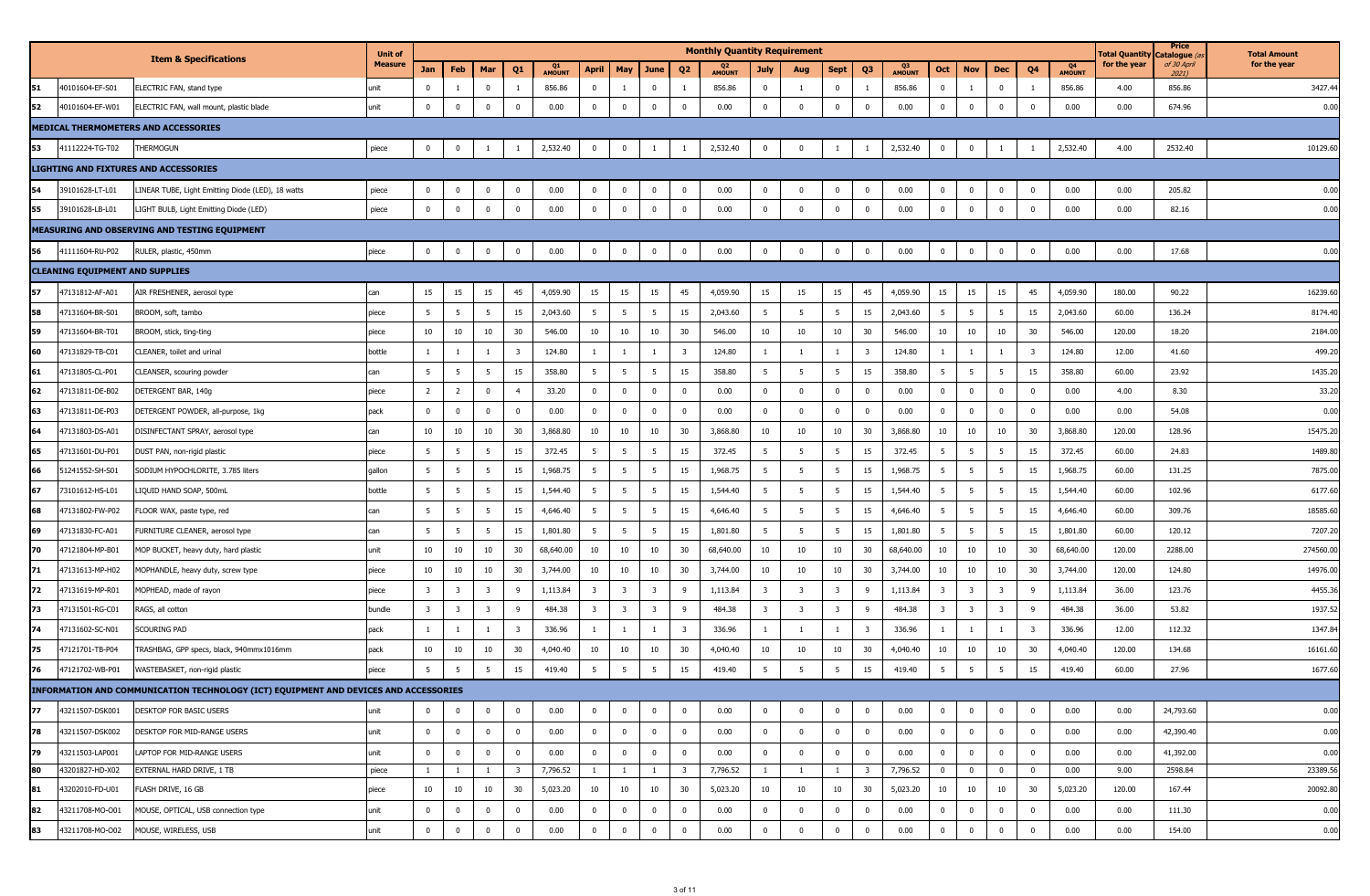| | Item & Specifications | | Unit of Measure | Monthly Quantity Requirement | | | | | | | | | | | | | | | | | | | | Total Quantity for the year | Price Catalogue (as of 30 April 2021) | Total Amount for the year |
|---|---|---|---|---|---|---|---|---|---|---|---|---|---|---|---|---|---|---|---|---|---|---|---|---|---|---|
| | | | | Jan | Feb | Mar | Q1 | Q1 AMOUNT | April | May | June | Q2 | Q2 AMOUNT | July | Aug | Sept | Q3 | Q3 AMOUNT | Oct | Nov | Dec | Q4 | Q4 AMOUNT | | | |
| 51 | 40101604-EF-S01 | ELECTRIC FAN, stand type | unit | 0 | 1 | 0 | 1 | 856.86 | 0 | 1 | 0 | 1 | 856.86 | 0 | 1 | 0 | 1 | 856.86 | 0 | 1 | 0 | 1 | 856.86 | 4.00 | 856.86 | 3427.44 |
| 52 | 40101604-EF-W01 | ELECTRIC FAN, wall mount, plastic blade | unit | 0 | 0 | 0 | 0 | 0.00 | 0 | 0 | 0 | 0 | 0.00 | 0 | 0 | 0 | 0 | 0.00 | 0 | 0 | 0 | 0 | 0.00 | 0.00 | 674.96 | 0.00 |
| **MEDICAL THERMOMETERS AND ACCESSORIES** | | | | | | | | | | | | | | | | | | | | | | | | | | |
| 53 | 41112224-TG-T02 | THERMOGUN | piece | 0 | 0 | 1 | 1 | 2,532.40 | 0 | 0 | 1 | 1 | 2,532.40 | 0 | 0 | 1 | 1 | 2,532.40 | 0 | 0 | 1 | 1 | 2,532.40 | 4.00 | 2532.40 | 10129.60 |
| **LIGHTING AND FIXTURES AND ACCESSORIES** | | | | | | | | | | | | | | | | | | | | | | | | | | |
| 54 | 39101628-LT-L01 | LINEAR TUBE, Light Emitting Diode (LED), 18 watts | piece | 0 | 0 | 0 | 0 | 0.00 | 0 | 0 | 0 | 0 | 0.00 | 0 | 0 | 0 | 0 | 0.00 | 0 | 0 | 0 | 0 | 0.00 | 0.00 | 205.82 | 0.00 |
| 55 | 39101628-LB-L01 | LIGHT BULB, Light Emitting Diode (LED) | piece | 0 | 0 | 0 | 0 | 0.00 | 0 | 0 | 0 | 0 | 0.00 | 0 | 0 | 0 | 0 | 0.00 | 0 | 0 | 0 | 0 | 0.00 | 0.00 | 82.16 | 0.00 |
| **MEASURING AND OBSERVING AND TESTING EQUIPMENT** | | | | | | | | | | | | | | | | | | | | | | | | | | |
| 56 | 41111604-RU-P02 | RULER, plastic, 450mm | piece | 0 | 0 | 0 | 0 | 0.00 | 0 | 0 | 0 | 0 | 0.00 | 0 | 0 | 0 | 0 | 0.00 | 0 | 0 | 0 | 0 | 0.00 | 0.00 | 17.68 | 0.00 |
| **CLEANING EQUIPMENT AND SUPPLIES** | | | | | | | | | | | | | | | | | | | | | | | | | | |
| 57 | 47131812-AF-A01 | AIR FRESHENER, aerosol type | can | 15 | 15 | 15 | 45 | 4,059.90 | 15 | 15 | 15 | 45 | 4,059.90 | 15 | 15 | 15 | 45 | 4,059.90 | 15 | 15 | 15 | 45 | 4,059.90 | 180.00 | 90.22 | 16239.60 |
| 58 | 47131604-BR-S01 | BROOM, soft, tambo | piece | 5 | 5 | 5 | 15 | 2,043.60 | 5 | 5 | 5 | 15 | 2,043.60 | 5 | 5 | 5 | 15 | 2,043.60 | 5 | 5 | 5 | 15 | 2,043.60 | 60.00 | 136.24 | 8174.40 |
| 59 | 47131604-BR-T01 | BROOM, stick, ting-ting | piece | 10 | 10 | 10 | 30 | 546.00 | 10 | 10 | 10 | 30 | 546.00 | 10 | 10 | 10 | 30 | 546.00 | 10 | 10 | 10 | 30 | 546.00 | 120.00 | 18.20 | 2184.00 |
| 60 | 47131829-TB-C01 | CLEANER, toilet and urinal | bottle | 1 | 1 | 1 | 3 | 124.80 | 1 | 1 | 1 | 3 | 124.80 | 1 | 1 | 1 | 3 | 124.80 | 1 | 1 | 1 | 3 | 124.80 | 12.00 | 41.60 | 499.20 |
| 61 | 47131805-CL-P01 | CLEANSER, scouring powder | can | 5 | 5 | 5 | 15 | 358.80 | 5 | 5 | 5 | 15 | 358.80 | 5 | 5 | 5 | 15 | 358.80 | 5 | 5 | 5 | 15 | 358.80 | 60.00 | 23.92 | 1435.20 |
| 62 | 47131811-DE-B02 | DETERGENT BAR, 140g | piece | 2 | 2 | 0 | 4 | 33.20 | 0 | 0 | 0 | 0 | 0.00 | 0 | 0 | 0 | 0 | 0.00 | 0 | 0 | 0 | 0 | 0.00 | 4.00 | 8.30 | 33.20 |
| 63 | 47131811-DE-P03 | DETERGENT POWDER, all-purpose, 1kg | pack | 0 | 0 | 0 | 0 | 0.00 | 0 | 0 | 0 | 0 | 0.00 | 0 | 0 | 0 | 0 | 0.00 | 0 | 0 | 0 | 0 | 0.00 | 0.00 | 54.08 | 0.00 |
| 64 | 47131803-DS-A01 | DISINFECTANT SPRAY, aerosol type | can | 10 | 10 | 10 | 30 | 3,868.80 | 10 | 10 | 10 | 30 | 3,868.80 | 10 | 10 | 10 | 30 | 3,868.80 | 10 | 10 | 10 | 30 | 3,868.80 | 120.00 | 128.96 | 15475.20 |
| 65 | 47131601-DU-P01 | DUST PAN, non-rigid plastic | piece | 5 | 5 | 5 | 15 | 372.45 | 5 | 5 | 5 | 15 | 372.45 | 5 | 5 | 5 | 15 | 372.45 | 5 | 5 | 5 | 15 | 372.45 | 60.00 | 24.83 | 1489.80 |
| 66 | 51241552-SH-S01 | SODIUM HYPOCHLORITE, 3.785 liters | gallon | 5 | 5 | 5 | 15 | 1,968.75 | 5 | 5 | 5 | 15 | 1,968.75 | 5 | 5 | 5 | 15 | 1,968.75 | 5 | 5 | 5 | 15 | 1,968.75 | 60.00 | 131.25 | 7875.00 |
| 67 | 73101612-HS-L01 | LIQUID HAND SOAP, 500mL | bottle | 5 | 5 | 5 | 15 | 1,544.40 | 5 | 5 | 5 | 15 | 1,544.40 | 5 | 5 | 5 | 15 | 1,544.40 | 5 | 5 | 5 | 15 | 1,544.40 | 60.00 | 102.96 | 6177.60 |
| 68 | 47131802-FW-P02 | FLOOR WAX, paste type, red | can | 5 | 5 | 5 | 15 | 4,646.40 | 5 | 5 | 5 | 15 | 4,646.40 | 5 | 5 | 5 | 15 | 4,646.40 | 5 | 5 | 5 | 15 | 4,646.40 | 60.00 | 309.76 | 18585.60 |
| 69 | 47131830-FC-A01 | FURNITURE CLEANER, aerosol type | can | 5 | 5 | 5 | 15 | 1,801.80 | 5 | 5 | 5 | 15 | 1,801.80 | 5 | 5 | 5 | 15 | 1,801.80 | 5 | 5 | 5 | 15 | 1,801.80 | 60.00 | 120.12 | 7207.20 |
| 70 | 47121804-MP-B01 | MOP BUCKET, heavy duty, hard plastic | unit | 10 | 10 | 10 | 30 | 68,640.00 | 10 | 10 | 10 | 30 | 68,640.00 | 10 | 10 | 10 | 30 | 68,640.00 | 10 | 10 | 10 | 30 | 68,640.00 | 120.00 | 2288.00 | 274560.00 |
| 71 | 47131613-MP-H02 | MOPHANDLE, heavy duty, screw type | piece | 10 | 10 | 10 | 30 | 3,744.00 | 10 | 10 | 10 | 30 | 3,744.00 | 10 | 10 | 10 | 30 | 3,744.00 | 10 | 10 | 10 | 30 | 3,744.00 | 120.00 | 124.80 | 14976.00 |
| 72 | 47131619-MP-R01 | MOPHEAD, made of rayon | piece | 3 | 3 | 3 | 9 | 1,113.84 | 3 | 3 | 3 | 9 | 1,113.84 | 3 | 3 | 3 | 9 | 1,113.84 | 3 | 3 | 3 | 9 | 1,113.84 | 36.00 | 123.76 | 4455.36 |
| 73 | 47131501-RG-C01 | RAGS, all cotton | bundle | 3 | 3 | 3 | 9 | 484.38 | 3 | 3 | 3 | 9 | 484.38 | 3 | 3 | 3 | 9 | 484.38 | 3 | 3 | 3 | 9 | 484.38 | 36.00 | 53.82 | 1937.52 |
| 74 | 47131602-SC-N01 | SCOURING PAD | pack | 1 | 1 | 1 | 3 | 336.96 | 1 | 1 | 1 | 3 | 336.96 | 1 | 1 | 1 | 3 | 336.96 | 1 | 1 | 1 | 3 | 336.96 | 12.00 | 112.32 | 1347.84 |
| 75 | 47121701-TB-P04 | TRASHBAG, GPP specs, black, 940mmx1016mm | pack | 10 | 10 | 10 | 30 | 4,040.40 | 10 | 10 | 10 | 30 | 4,040.40 | 10 | 10 | 10 | 30 | 4,040.40 | 10 | 10 | 10 | 30 | 4,040.40 | 120.00 | 134.68 | 16161.60 |
| 76 | 47121702-WB-P01 | WASTEBASKET, non-rigid plastic | piece | 5 | 5 | 5 | 15 | 419.40 | 5 | 5 | 5 | 15 | 419.40 | 5 | 5 | 5 | 15 | 419.40 | 5 | 5 | 5 | 15 | 419.40 | 60.00 | 27.96 | 1677.60 |
| **INFORMATION AND COMMUNICATION TECHNOLOGY (ICT) EQUIPMENT AND DEVICES AND ACCESSORIES** | | | | | | | | | | | | | | | | | | | | | | | | | | |
| 77 | 43211507-DSK001 | DESKTOP FOR BASIC USERS | unit | 0 | 0 | 0 | 0 | 0.00 | 0 | 0 | 0 | 0 | 0.00 | 0 | 0 | 0 | 0 | 0.00 | 0 | 0 | 0 | 0 | 0.00 | 0.00 | 24,793.60 | 0.00 |
| 78 | 43211507-DSK002 | DESKTOP FOR MID-RANGE USERS | unit | 0 | 0 | 0 | 0 | 0.00 | 0 | 0 | 0 | 0 | 0.00 | 0 | 0 | 0 | 0 | 0.00 | 0 | 0 | 0 | 0 | 0.00 | 0.00 | 42,390.40 | 0.00 |
| 79 | 43211503-LAP001 | LAPTOP FOR MID-RANGE USERS | unit | 0 | 0 | 0 | 0 | 0.00 | 0 | 0 | 0 | 0 | 0.00 | 0 | 0 | 0 | 0 | 0.00 | 0 | 0 | 0 | 0 | 0.00 | 0.00 | 41,392.00 | 0.00 |
| 80 | 43201827-HD-X02 | EXTERNAL HARD DRIVE, 1 TB | piece | 1 | 1 | 1 | 3 | 7,796.52 | 1 | 1 | 1 | 3 | 7,796.52 | 1 | 1 | 1 | 3 | 7,796.52 | 0 | 0 | 0 | 0 | 0.00 | 9.00 | 2598.84 | 23389.56 |
| 81 | 43202010-FD-U01 | FLASH DRIVE, 16 GB | piece | 10 | 10 | 10 | 30 | 5,023.20 | 10 | 10 | 10 | 30 | 5,023.20 | 10 | 10 | 10 | 30 | 5,023.20 | 10 | 10 | 10 | 30 | 5,023.20 | 120.00 | 167.44 | 20092.80 |
| 82 | 43211708-MO-O01 | MOUSE, OPTICAL, USB connection type | unit | 0 | 0 | 0 | 0 | 0.00 | 0 | 0 | 0 | 0 | 0.00 | 0 | 0 | 0 | 0 | 0.00 | 0 | 0 | 0 | 0 | 0.00 | 0.00 | 111.30 | 0.00 |
| 83 | 43211708-MO-O02 | MOUSE, WIRELESS, USB | unit | 0 | 0 | 0 | 0 | 0.00 | 0 | 0 | 0 | 0 | 0.00 | 0 | 0 | 0 | 0 | 0.00 | 0 | 0 | 0 | 0 | 0.00 | 0.00 | 154.00 | 0.00 |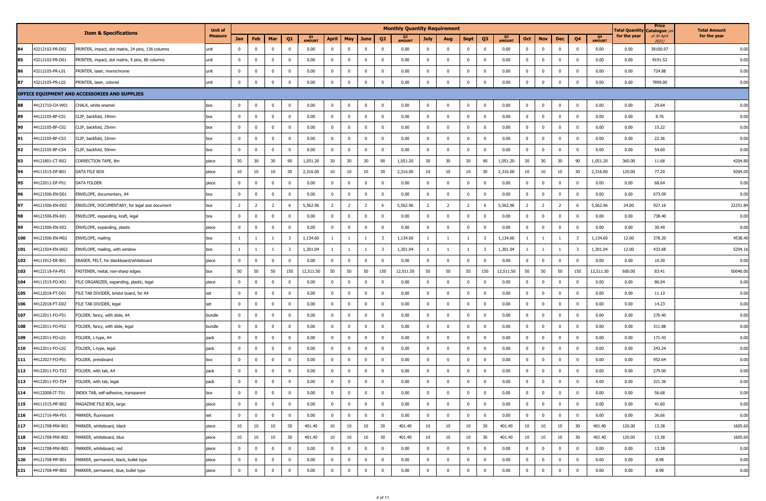| | | Item & Specifications | Unit of Measure | Monthly Quantity Requirement | | | | | | | | | | | | | | | | | | | | Total Quantity for the year | Price Catalogue (as of 30 April 2021) | Total Amount for the year |
|---|---|---|---|---|---|---|---|---|---|---|---|---|---|---|---|---|---|---|---|---|---|---|---|---|---|---|
| | | | | Jan | Feb | Mar | Q1 | Q1 AMOUNT | April | May | June | Q2 | Q2 AMOUNT | July | Aug | Sept | Q3 | Q3 AMOUNT | Oct | Nov | Dec | Q4 | Q4 AMOUNT | | | |
| 84 | 43212102-PR-D02 | PRINTER, impact, dot matrix, 24 pins, 136 columns | unit | 0 | 0 | 0 | 0 | 0.00 | 0 | 0 | 0 | 0 | 0.00 | 0 | 0 | 0 | 0 | 0.00 | 0 | 0 | 0 | 0 | 0.00 | 0.00 | 38100.97 | 0.00 |
| 85 | 43212102-PR-D01 | PRINTER, impact, dot matrix, 9 pins, 80 columns | unit | 0 | 0 | 0 | 0 | 0.00 | 0 | 0 | 0 | 0 | 0.00 | 0 | 0 | 0 | 0 | 0.00 | 0 | 0 | 0 | 0 | 0.00 | 0.00 | 9191.52 | 0.00 |
| 86 | 43212105-PR-L01 | PRINTER, laser, monochrome | unit | 0 | 0 | 0 | 0 | 0.00 | 0 | 0 | 0 | 0 | 0.00 | 0 | 0 | 0 | 0 | 0.00 | 0 | 0 | 0 | 0 | 0.00 | 0.00 | 724.88 | 0.00 |
| 87 | 43212105-PR-L02 | PRINTER, laser, colored | unit | 0 | 0 | 0 | 0 | 0.00 | 0 | 0 | 0 | 0 | 0.00 | 0 | 0 | 0 | 0 | 0.00 | 0 | 0 | 0 | 0 | 0.00 | 0.00 | 7899.00 | 0.00 |
| **OFFICE EQUIPMENT AND ACCESSORIES AND SUPPLIES** | | | | | | | | | | | | | | | | | | | | | | | | | | |
| 88 | 44121710-CH-W01 | CHALK, white enamel | box | 0 | 0 | 0 | 0 | 0.00 | 0 | 0 | 0 | 0 | 0.00 | 0 | 0 | 0 | 0 | 0.00 | 0 | 0 | 0 | 0 | 0.00 | 0.00 | 29.64 | 0.00 |
| 89 | 44122105-BF-C01 | CLIP, backfold, 19mm | box | 0 | 0 | 0 | 0 | 0.00 | 0 | 0 | 0 | 0 | 0.00 | 0 | 0 | 0 | 0 | 0.00 | 0 | 0 | 0 | 0 | 0.00 | 0.00 | 8.76 | 0.00 |
| 90 | 44122105-BF-C02 | CLIP, backfold, 25mm | box | 0 | 0 | 0 | 0 | 0.00 | 0 | 0 | 0 | 0 | 0.00 | 0 | 0 | 0 | 0 | 0.00 | 0 | 0 | 0 | 0 | 0.00 | 0.00 | 15.22 | 0.00 |
| 91 | 44122105-BF-C03 | CLIP, backfold, 32mm | box | 0 | 0 | 0 | 0 | 0.00 | 0 | 0 | 0 | 0 | 0.00 | 0 | 0 | 0 | 0 | 0.00 | 0 | 0 | 0 | 0 | 0.00 | 0.00 | 22.36 | 0.00 |
| 92 | 44122105-BF-C04 | CLIP, backfold, 50mm | box | 0 | 0 | 0 | 0 | 0.00 | 0 | 0 | 0 | 0 | 0.00 | 0 | 0 | 0 | 0 | 0.00 | 0 | 0 | 0 | 0 | 0.00 | 0.00 | 54.60 | 0.00 |
| 93 | 44121801-CT-R02 | CORRECTION TAPE, 8m | piece | 30 | 30 | 30 | 90 | 1,051.20 | 30 | 30 | 30 | 90 | 1,051.20 | 30 | 30 | 30 | 90 | 1,051.20 | 30 | 30 | 30 | 90 | 1,051.20 | 360.00 | 11.68 | 4204.80 |
| 94 | 44111515-DF-B01 | DATA FILE BOX | piece | 10 | 10 | 10 | 30 | 2,316.00 | 10 | 10 | 10 | 30 | 2,316.00 | 10 | 10 | 10 | 30 | 2,316.00 | 10 | 10 | 10 | 30 | 2,316.00 | 120.00 | 77.20 | 9264.00 |
| 95 | 44122011-DF-F01 | DATA FOLDER | piece | 0 | 0 | 0 | 0 | 0.00 | 0 | 0 | 0 | 0 | 0.00 | 0 | 0 | 0 | 0 | 0.00 | 0 | 0 | 0 | 0 | 0.00 | 0.00 | 68.64 | 0.00 |
| 96 | 44121506-EN-D01 | ENVELOPE, documentary, A4 | box | 0 | 0 | 0 | 0 | 0.00 | 0 | 0 | 0 | 0 | 0.00 | 0 | 0 | 0 | 0 | 0.00 | 0 | 0 | 0 | 0 | 0.00 | 0.00 | 673.09 | 0.00 |
| 97 | 44121506-EN-D02 | ENVELOPE, DOCUMENTARY, for legal size document | box | 2 | 2 | 2 | 6 | 5,562.96 | 2 | 2 | 2 | 6 | 5,562.96 | 2 | 2 | 2 | 6 | 5,562.96 | 2 | 2 | 2 | 6 | 5,562.96 | 24.00 | 927.16 | 22251.84 |
| 98 | 44121506-EN-X01 | ENVELOPE, expanding, kraft, legal | box | 0 | 0 | 0 | 0 | 0.00 | 0 | 0 | 0 | 0 | 0.00 | 0 | 0 | 0 | 0 | 0.00 | 0 | 0 | 0 | 0 | 0.00 | 0.00 | 738.40 | 0.00 |
| 99 | 44121506-EN-X02 | ENVELOPE, expanding, plastic | piece | 0 | 0 | 0 | 0 | 0.00 | 0 | 0 | 0 | 0 | 0.00 | 0 | 0 | 0 | 0 | 0.00 | 0 | 0 | 0 | 0 | 0.00 | 0.00 | 30.49 | 0.00 |
| 100 | 44121506-EN-M02 | ENVELOPE, mailing | box | 1 | 1 | 1 | 3 | 1,134.60 | 1 | 1 | 1 | 3 | 1,134.60 | 1 | 1 | 1 | 3 | 1,134.60 | 1 | 1 | 1 | 3 | 1,134.60 | 12.00 | 378.20 | 4538.40 |
| 101 | 44121504-EN-W02 | ENVELOPE, mailing, with window | box | 1 | 1 | 1 | 3 | 1,301.04 | 1 | 1 | 1 | 3 | 1,301.04 | 1 | 1 | 1 | 3 | 1,301.04 | 1 | 1 | 1 | 3 | 1,301.04 | 12.00 | 433.68 | 5204.16 |
| 102 | 44111912-ER-B01 | ERASER, FELT, for blackboard/whiteboard | piece | 0 | 0 | 0 | 0 | 0.00 | 0 | 0 | 0 | 0 | 0.00 | 0 | 0 | 0 | 0 | 0.00 | 0 | 0 | 0 | 0 | 0.00 | 0.00 | 10.30 | 0.00 |
| 103 | 44122118-FA-P01 | FASTENER, metal, non-sharp edges | box | 50 | 50 | 50 | 150 | 12,511.50 | 50 | 50 | 50 | 150 | 12,511.50 | 50 | 50 | 50 | 150 | 12,511.50 | 50 | 50 | 50 | 150 | 12,511.50 | 600.00 | 83.41 | 50046.00 |
| 104 | 44111515-FO-X01 | FILE ORGANIZER, expanding, plastic, legal | piece | 0 | 0 | 0 | 0 | 0.00 | 0 | 0 | 0 | 0 | 0.00 | 0 | 0 | 0 | 0 | 0.00 | 0 | 0 | 0 | 0 | 0.00 | 0.00 | 86.04 | 0.00 |
| 105 | 44122018-FT-D01 | FILE TAB DIVIDER, bristol board, for A4 | set | 0 | 0 | 0 | 0 | 0.00 | 0 | 0 | 0 | 0 | 0.00 | 0 | 0 | 0 | 0 | 0.00 | 0 | 0 | 0 | 0 | 0.00 | 0.00 | 11.13 | 0.00 |
| 106 | 44122018-FT-D02 | FILE TAB DIVIDER, legal | set | 0 | 0 | 0 | 0 | 0.00 | 0 | 0 | 0 | 0 | 0.00 | 0 | 0 | 0 | 0 | 0.00 | 0 | 0 | 0 | 0 | 0.00 | 0.00 | 14.23 | 0.00 |
| 107 | 44122011-FO-F01 | FOLDER, fancy, with slide, A4 | bundle | 0 | 0 | 0 | 0 | 0.00 | 0 | 0 | 0 | 0 | 0.00 | 0 | 0 | 0 | 0 | 0.00 | 0 | 0 | 0 | 0 | 0.00 | 0.00 | 270.40 | 0.00 |
| 108 | 44122011-FO-F02 | FOLDER, fancy, with slide, legal | bundle | 0 | 0 | 0 | 0 | 0.00 | 0 | 0 | 0 | 0 | 0.00 | 0 | 0 | 0 | 0 | 0.00 | 0 | 0 | 0 | 0 | 0.00 | 0.00 | 311.88 | 0.00 |
| 109 | 44122011-FO-L01 | FOLDER, L-type, A4 | pack | 0 | 0 | 0 | 0 | 0.00 | 0 | 0 | 0 | 0 | 0.00 | 0 | 0 | 0 | 0 | 0.00 | 0 | 0 | 0 | 0 | 0.00 | 0.00 | 171.43 | 0.00 |
| 110 | 44122011-FO-L02 | FOLDER, L-type, legal | pack | 0 | 0 | 0 | 0 | 0.00 | 0 | 0 | 0 | 0 | 0.00 | 0 | 0 | 0 | 0 | 0.00 | 0 | 0 | 0 | 0 | 0.00 | 0.00 | 243.24 | 0.00 |
| 111 | 44122027-FO-P01 | FOLDER, pressboard | box | 0 | 0 | 0 | 0 | 0.00 | 0 | 0 | 0 | 0 | 0.00 | 0 | 0 | 0 | 0 | 0.00 | 0 | 0 | 0 | 0 | 0.00 | 0.00 | 952.64 | 0.00 |
| 112 | 44122011-FO-T03 | FOLDER, with tab, A4 | pack | 0 | 0 | 0 | 0 | 0.00 | 0 | 0 | 0 | 0 | 0.00 | 0 | 0 | 0 | 0 | 0.00 | 0 | 0 | 0 | 0 | 0.00 | 0.00 | 279.00 | 0.00 |
| 113 | 44122011-FO-T04 | FOLDER, with tab, legal | pack | 0 | 0 | 0 | 0 | 0.00 | 0 | 0 | 0 | 0 | 0.00 | 0 | 0 | 0 | 0 | 0.00 | 0 | 0 | 0 | 0 | 0.00 | 0.00 | 321.36 | 0.00 |
| 114 | 44122008-IT-T01 | INDEX TAB, self-adhesive, transparent | box | 0 | 0 | 0 | 0 | 0.00 | 0 | 0 | 0 | 0 | 0.00 | 0 | 0 | 0 | 0 | 0.00 | 0 | 0 | 0 | 0 | 0.00 | 0.00 | 56.68 | 0.00 |
| 115 | 44111515-MF-B02 | MAGAZINE FILE BOX, large | piece | 0 | 0 | 0 | 0 | 0.00 | 0 | 0 | 0 | 0 | 0.00 | 0 | 0 | 0 | 0 | 0.00 | 0 | 0 | 0 | 0 | 0.00 | 0.00 | 41.60 | 0.00 |
| 116 | 44121716-MA-F01 | MARKER, fluorescent | set | 0 | 0 | 0 | 0 | 0.00 | 0 | 0 | 0 | 0 | 0.00 | 0 | 0 | 0 | 0 | 0.00 | 0 | 0 | 0 | 0 | 0.00 | 0.00 | 36.66 | 0.00 |
| 117 | 44121708-MW-B01 | MARKER, whiteboard, black | piece | 10 | 10 | 10 | 30 | 401.40 | 10 | 10 | 10 | 30 | 401.40 | 10 | 10 | 10 | 30 | 401.40 | 10 | 10 | 10 | 30 | 401.40 | 120.00 | 13.38 | 1605.60 |
| 118 | 44121708-MW-B02 | MARKER, whiteboard, blue | piece | 10 | 10 | 10 | 30 | 401.40 | 10 | 10 | 10 | 30 | 401.40 | 10 | 10 | 10 | 30 | 401.40 | 10 | 10 | 10 | 30 | 401.40 | 120.00 | 13.38 | 1605.60 |
| 119 | 44121708-MW-B03 | MARKER, whiteboard, red | piece | 0 | 0 | 0 | 0 | 0.00 | 0 | 0 | 0 | 0 | 0.00 | 0 | 0 | 0 | 0 | 0.00 | 0 | 0 | 0 | 0 | 0.00 | 0.00 | 13.38 | 0.00 |
| 120 | 44121708-MP-B01 | MARKER, permanent, black, bullet type | piece | 0 | 0 | 0 | 0 | 0.00 | 0 | 0 | 0 | 0 | 0.00 | 0 | 0 | 0 | 0 | 0.00 | 0 | 0 | 0 | 0 | 0.00 | 0.00 | 8.98 | 0.00 |
| 121 | 44121708-MP-B02 | MARKER, permanent, blue, bullet type | piece | 0 | 0 | 0 | 0 | 0.00 | 0 | 0 | 0 | 0 | 0.00 | 0 | 0 | 0 | 0 | 0.00 | 0 | 0 | 0 | 0 | 0.00 | 0.00 | 8.98 | 0.00 |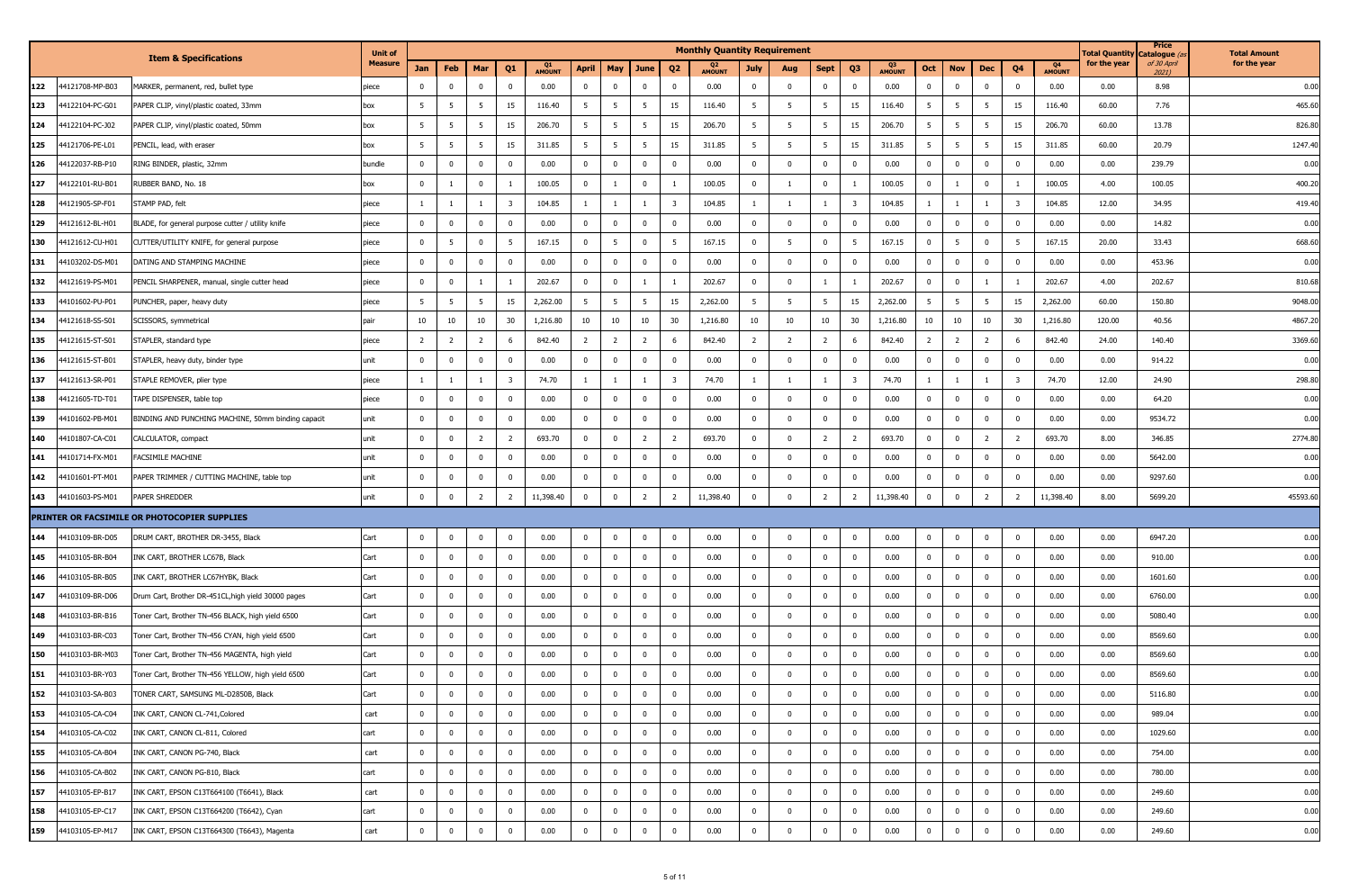| | | Item & Specifications | Unit of Measure | Monthly Quantity Requirement | | | | | | | | | | | | | | | | | | | | Total Quantity for the year | Price Catalogue (as of 30 April 2021) | Total Amount for the year |
|---|---|---|---|---|---|---|---|---|---|---|---|---|---|---|---|---|---|---|---|---|---|---|---|---|---|---|
| | | | | Jan | Feb | Mar | Q1 | Q1 AMOUNT | April | May | June | Q2 | Q2 AMOUNT | July | Aug | Sept | Q3 | Q3 AMOUNT | Oct | Nov | Dec | Q4 | Q4 AMOUNT | | | |
| 122 | 44121708-MP-B03 | MARKER, permanent, red, bullet type | piece | 0 | 0 | 0 | 0 | 0.00 | 0 | 0 | 0 | 0 | 0.00 | 0 | 0 | 0 | 0 | 0.00 | 0 | 0 | 0 | 0 | 0.00 | 0.00 | 8.98 | 0.00 |
| 123 | 44122104-PC-G01 | PAPER CLIP, vinyl/plastic coated, 33mm | box | 5 | 5 | 5 | 15 | 116.40 | 5 | 5 | 5 | 15 | 116.40 | 5 | 5 | 5 | 15 | 116.40 | 5 | 5 | 5 | 15 | 116.40 | 60.00 | 7.76 | 465.60 |
| 124 | 44122104-PC-J02 | PAPER CLIP, vinyl/plastic coated, 50mm | box | 5 | 5 | 5 | 15 | 206.70 | 5 | 5 | 5 | 15 | 206.70 | 5 | 5 | 5 | 15 | 206.70 | 5 | 5 | 5 | 15 | 206.70 | 60.00 | 13.78 | 826.80 |
| 125 | 44121706-PE-L01 | PENCIL, lead, with eraser | box | 5 | 5 | 5 | 15 | 311.85 | 5 | 5 | 5 | 15 | 311.85 | 5 | 5 | 5 | 15 | 311.85 | 5 | 5 | 5 | 15 | 311.85 | 60.00 | 20.79 | 1247.40 |
| 126 | 44122037-RB-P10 | RING BINDER, plastic, 32mm | bundle | 0 | 0 | 0 | 0 | 0.00 | 0 | 0 | 0 | 0 | 0.00 | 0 | 0 | 0 | 0 | 0.00 | 0 | 0 | 0 | 0 | 0.00 | 0.00 | 239.79 | 0.00 |
| 127 | 44122101-RU-B01 | RUBBER BAND, No. 18 | box | 0 | 1 | 0 | 1 | 100.05 | 0 | 1 | 0 | 1 | 100.05 | 0 | 1 | 0 | 1 | 100.05 | 0 | 1 | 0 | 1 | 100.05 | 4.00 | 100.05 | 400.20 |
| 128 | 44121905-SP-F01 | STAMP PAD, felt | piece | 1 | 1 | 1 | 3 | 104.85 | 1 | 1 | 1 | 3 | 104.85 | 1 | 1 | 1 | 3 | 104.85 | 1 | 1 | 1 | 3 | 104.85 | 12.00 | 34.95 | 419.40 |
| 129 | 44121612-BL-H01 | BLADE, for general purpose cutter / utility knife | piece | 0 | 0 | 0 | 0 | 0.00 | 0 | 0 | 0 | 0 | 0.00 | 0 | 0 | 0 | 0 | 0.00 | 0 | 0 | 0 | 0 | 0.00 | 0.00 | 14.82 | 0.00 |
| 130 | 44121612-CU-H01 | CUTTER/UTILITY KNIFE, for general purpose | piece | 0 | 5 | 0 | 5 | 167.15 | 0 | 5 | 0 | 5 | 167.15 | 0 | 5 | 0 | 5 | 167.15 | 0 | 5 | 0 | 5 | 167.15 | 20.00 | 33.43 | 668.60 |
| 131 | 44103202-DS-M01 | DATING AND STAMPING MACHINE | piece | 0 | 0 | 0 | 0 | 0.00 | 0 | 0 | 0 | 0 | 0.00 | 0 | 0 | 0 | 0 | 0.00 | 0 | 0 | 0 | 0 | 0.00 | 0.00 | 453.96 | 0.00 |
| 132 | 44121619-PS-M01 | PENCIL SHARPENER, manual, single cutter head | piece | 0 | 0 | 1 | 1 | 202.67 | 0 | 0 | 1 | 1 | 202.67 | 0 | 0 | 1 | 1 | 202.67 | 0 | 0 | 1 | 1 | 202.67 | 4.00 | 202.67 | 810.68 |
| 133 | 44101602-PU-P01 | PUNCHER, paper, heavy duty | piece | 5 | 5 | 5 | 15 | 2,262.00 | 5 | 5 | 5 | 15 | 2,262.00 | 5 | 5 | 5 | 15 | 2,262.00 | 5 | 5 | 5 | 15 | 2,262.00 | 60.00 | 150.80 | 9048.00 |
| 134 | 44121618-SS-S01 | SCISSORS, symmetrical | pair | 10 | 10 | 10 | 30 | 1,216.80 | 10 | 10 | 10 | 30 | 1,216.80 | 10 | 10 | 10 | 30 | 1,216.80 | 10 | 10 | 10 | 30 | 1,216.80 | 120.00 | 40.56 | 4867.20 |
| 135 | 44121615-ST-S01 | STAPLER, standard type | piece | 2 | 2 | 2 | 6 | 842.40 | 2 | 2 | 2 | 6 | 842.40 | 2 | 2 | 2 | 6 | 842.40 | 2 | 2 | 2 | 6 | 842.40 | 24.00 | 140.40 | 3369.60 |
| 136 | 44121615-ST-B01 | STAPLER, heavy duty, binder type | unit | 0 | 0 | 0 | 0 | 0.00 | 0 | 0 | 0 | 0 | 0.00 | 0 | 0 | 0 | 0 | 0.00 | 0 | 0 | 0 | 0 | 0.00 | 0.00 | 914.22 | 0.00 |
| 137 | 44121613-SR-P01 | STAPLE REMOVER, plier type | piece | 1 | 1 | 1 | 3 | 74.70 | 1 | 1 | 1 | 3 | 74.70 | 1 | 1 | 1 | 3 | 74.70 | 1 | 1 | 1 | 3 | 74.70 | 12.00 | 24.90 | 298.80 |
| 138 | 44121605-TD-T01 | TAPE DISPENSER, table top | piece | 0 | 0 | 0 | 0 | 0.00 | 0 | 0 | 0 | 0 | 0.00 | 0 | 0 | 0 | 0 | 0.00 | 0 | 0 | 0 | 0 | 0.00 | 0.00 | 64.20 | 0.00 |
| 139 | 44101602-PB-M01 | BINDING AND PUNCHING MACHINE, 50mm binding capacit | unit | 0 | 0 | 0 | 0 | 0.00 | 0 | 0 | 0 | 0 | 0.00 | 0 | 0 | 0 | 0 | 0.00 | 0 | 0 | 0 | 0 | 0.00 | 0.00 | 9534.72 | 0.00 |
| 140 | 44101807-CA-C01 | CALCULATOR, compact | unit | 0 | 0 | 2 | 2 | 693.70 | 0 | 0 | 2 | 2 | 693.70 | 0 | 0 | 2 | 2 | 693.70 | 0 | 0 | 2 | 2 | 693.70 | 8.00 | 346.85 | 2774.80 |
| 141 | 44101714-FX-M01 | FACSIMILE MACHINE | unit | 0 | 0 | 0 | 0 | 0.00 | 0 | 0 | 0 | 0 | 0.00 | 0 | 0 | 0 | 0 | 0.00 | 0 | 0 | 0 | 0 | 0.00 | 0.00 | 5642.00 | 0.00 |
| 142 | 44101601-PT-M01 | PAPER TRIMMER / CUTTING MACHINE, table top | unit | 0 | 0 | 0 | 0 | 0.00 | 0 | 0 | 0 | 0 | 0.00 | 0 | 0 | 0 | 0 | 0.00 | 0 | 0 | 0 | 0 | 0.00 | 0.00 | 9297.60 | 0.00 |
| 143 | 44101603-PS-M01 | PAPER SHREDDER | unit | 0 | 0 | 2 | 2 | 11,398.40 | 0 | 0 | 2 | 2 | 11,398.40 | 0 | 0 | 2 | 2 | 11,398.40 | 0 | 0 | 2 | 2 | 11,398.40 | 8.00 | 5699.20 | 45593.60 |
| **PRINTER OR FACSIMILE OR PHOTOCOPIER SUPPLIES** | | | | | | | | | | | | | | | | | | | | | | | | | | |
| 144 | 44103109-BR-D05 | DRUM CART, BROTHER DR-3455, Black | Cart | 0 | 0 | 0 | 0 | 0.00 | 0 | 0 | 0 | 0 | 0.00 | 0 | 0 | 0 | 0 | 0.00 | 0 | 0 | 0 | 0 | 0.00 | 0.00 | 6947.20 | 0.00 |
| 145 | 44103105-BR-B04 | INK CART, BROTHER LC67B, Black | Cart | 0 | 0 | 0 | 0 | 0.00 | 0 | 0 | 0 | 0 | 0.00 | 0 | 0 | 0 | 0 | 0.00 | 0 | 0 | 0 | 0 | 0.00 | 0.00 | 910.00 | 0.00 |
| 146 | 44103105-BR-B05 | INK CART, BROTHER LC67HYBK, Black | Cart | 0 | 0 | 0 | 0 | 0.00 | 0 | 0 | 0 | 0 | 0.00 | 0 | 0 | 0 | 0 | 0.00 | 0 | 0 | 0 | 0 | 0.00 | 0.00 | 1601.60 | 0.00 |
| 147 | 44103109-BR-D06 | Drum Cart, Brother DR-451CL,high yield 30000 pages | Cart | 0 | 0 | 0 | 0 | 0.00 | 0 | 0 | 0 | 0 | 0.00 | 0 | 0 | 0 | 0 | 0.00 | 0 | 0 | 0 | 0 | 0.00 | 0.00 | 6760.00 | 0.00 |
| 148 | 44103103-BR-B16 | Toner Cart, Brother TN-456 BLACK, high yield 6500 | Cart | 0 | 0 | 0 | 0 | 0.00 | 0 | 0 | 0 | 0 | 0.00 | 0 | 0 | 0 | 0 | 0.00 | 0 | 0 | 0 | 0 | 0.00 | 0.00 | 5080.40 | 0.00 |
| 149 | 44103103-BR-C03 | Toner Cart, Brother TN-456 CYAN, high yield 6500 | Cart | 0 | 0 | 0 | 0 | 0.00 | 0 | 0 | 0 | 0 | 0.00 | 0 | 0 | 0 | 0 | 0.00 | 0 | 0 | 0 | 0 | 0.00 | 0.00 | 8569.60 | 0.00 |
| 150 | 44103103-BR-M03 | Toner Cart, Brother TN-456 MAGENTA, high yield | Cart | 0 | 0 | 0 | 0 | 0.00 | 0 | 0 | 0 | 0 | 0.00 | 0 | 0 | 0 | 0 | 0.00 | 0 | 0 | 0 | 0 | 0.00 | 0.00 | 8569.60 | 0.00 |
| 151 | 44103103-BR-Y03 | Toner Cart, Brother TN-456 YELLOW, high yield 6500 | Cart | 0 | 0 | 0 | 0 | 0.00 | 0 | 0 | 0 | 0 | 0.00 | 0 | 0 | 0 | 0 | 0.00 | 0 | 0 | 0 | 0 | 0.00 | 0.00 | 8569.60 | 0.00 |
| 152 | 44103103-SA-B03 | TONER CART, SAMSUNG ML-D2850B, Black | Cart | 0 | 0 | 0 | 0 | 0.00 | 0 | 0 | 0 | 0 | 0.00 | 0 | 0 | 0 | 0 | 0.00 | 0 | 0 | 0 | 0 | 0.00 | 0.00 | 5116.80 | 0.00 |
| 153 | 44103105-CA-C04 | INK CART, CANON CL-741,Colored | cart | 0 | 0 | 0 | 0 | 0.00 | 0 | 0 | 0 | 0 | 0.00 | 0 | 0 | 0 | 0 | 0.00 | 0 | 0 | 0 | 0 | 0.00 | 0.00 | 989.04 | 0.00 |
| 154 | 44103105-CA-C02 | INK CART, CANON CL-811, Colored | cart | 0 | 0 | 0 | 0 | 0.00 | 0 | 0 | 0 | 0 | 0.00 | 0 | 0 | 0 | 0 | 0.00 | 0 | 0 | 0 | 0 | 0.00 | 0.00 | 1029.60 | 0.00 |
| 155 | 44103105-CA-B04 | INK CART, CANON PG-740, Black | cart | 0 | 0 | 0 | 0 | 0.00 | 0 | 0 | 0 | 0 | 0.00 | 0 | 0 | 0 | 0 | 0.00 | 0 | 0 | 0 | 0 | 0.00 | 0.00 | 754.00 | 0.00 |
| 156 | 44103105-CA-B02 | INK CART, CANON PG-810, Black | cart | 0 | 0 | 0 | 0 | 0.00 | 0 | 0 | 0 | 0 | 0.00 | 0 | 0 | 0 | 0 | 0.00 | 0 | 0 | 0 | 0 | 0.00 | 0.00 | 780.00 | 0.00 |
| 157 | 44103105-EP-B17 | INK CART, EPSON C13T664100 (T6641), Black | cart | 0 | 0 | 0 | 0 | 0.00 | 0 | 0 | 0 | 0 | 0.00 | 0 | 0 | 0 | 0 | 0.00 | 0 | 0 | 0 | 0 | 0.00 | 0.00 | 249.60 | 0.00 |
| 158 | 44103105-EP-C17 | INK CART, EPSON C13T664200 (T6642), Cyan | cart | 0 | 0 | 0 | 0 | 0.00 | 0 | 0 | 0 | 0 | 0.00 | 0 | 0 | 0 | 0 | 0.00 | 0 | 0 | 0 | 0 | 0.00 | 0.00 | 249.60 | 0.00 |
| 159 | 44103105-EP-M17 | INK CART, EPSON C13T664300 (T6643), Magenta | cart | 0 | 0 | 0 | 0 | 0.00 | 0 | 0 | 0 | 0 | 0.00 | 0 | 0 | 0 | 0 | 0.00 | 0 | 0 | 0 | 0 | 0.00 | 0.00 | 249.60 | 0.00 |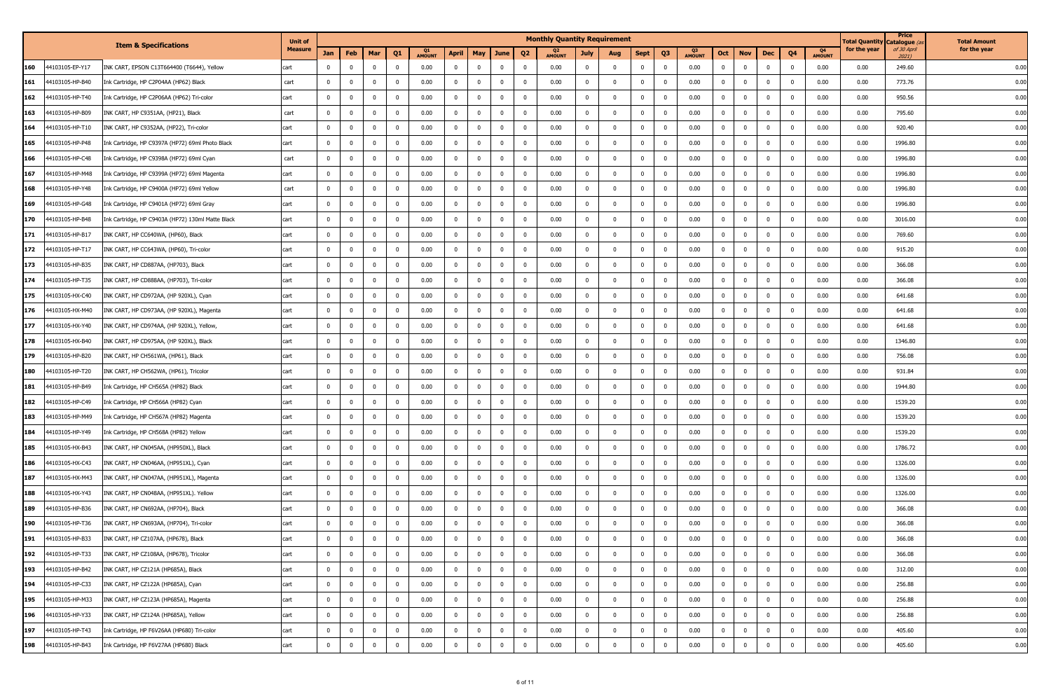| | | Item & Specifications | Unit of Measure | Monthly Quantity Requirement | | | | | | | | | | | | | | | | | | | | | | Total Quantity for the year | Price Catalogue (as of 30 April 2021) | Total Amount for the year |
|---|---|---|---|---|---|---|---|---|---|---|---|---|---|---|---|---|---|---|---|---|---|---|---|---|---|---|---|---|
| | | | | Jan | Feb | Mar | Q1 | Q1 AMOUNT | April | May | June | Q2 | Q2 AMOUNT | July | Aug | Sept | Q3 | Q3 AMOUNT | Oct | Nov | Dec | Q4 | Q4 AMOUNT | | | |
| 160 | 44103105-EP-Y17 | INK CART, EPSON C13T664400 (T6644), Yellow | cart | 0 | 0 | 0 | 0 | 0.00 | 0 | 0 | 0 | 0 | 0.00 | 0 | 0 | 0 | 0 | 0.00 | 0 | 0 | 0 | 0 | 0.00 | 0.00 | 249.60 | 0.00 |
| 161 | 44103105-HP-B40 | Ink Cartridge, HP C2P04AA (HP62) Black | cart | 0 | 0 | 0 | 0 | 0.00 | 0 | 0 | 0 | 0 | 0.00 | 0 | 0 | 0 | 0 | 0.00 | 0 | 0 | 0 | 0 | 0.00 | 0.00 | 773.76 | 0.00 |
| 162 | 44103105-HP-T40 | Ink Cartridge, HP C2P06AA (HP62) Tri-color | cart | 0 | 0 | 0 | 0 | 0.00 | 0 | 0 | 0 | 0 | 0.00 | 0 | 0 | 0 | 0 | 0.00 | 0 | 0 | 0 | 0 | 0.00 | 0.00 | 950.56 | 0.00 |
| 163 | 44103105-HP-B09 | INK CART, HP C9351AA, (HP21), Black | cart | 0 | 0 | 0 | 0 | 0.00 | 0 | 0 | 0 | 0 | 0.00 | 0 | 0 | 0 | 0 | 0.00 | 0 | 0 | 0 | 0 | 0.00 | 0.00 | 795.60 | 0.00 |
| 164 | 44103105-HP-T10 | INK CART, HP C9352AA, (HP22), Tri-color | cart | 0 | 0 | 0 | 0 | 0.00 | 0 | 0 | 0 | 0 | 0.00 | 0 | 0 | 0 | 0 | 0.00 | 0 | 0 | 0 | 0 | 0.00 | 0.00 | 920.40 | 0.00 |
| 165 | 44103105-HP-P48 | Ink Cartridge, HP C9397A (HP72) 69ml Photo Black | cart | 0 | 0 | 0 | 0 | 0.00 | 0 | 0 | 0 | 0 | 0.00 | 0 | 0 | 0 | 0 | 0.00 | 0 | 0 | 0 | 0 | 0.00 | 0.00 | 1996.80 | 0.00 |
| 166 | 44103105-HP-C48 | Ink Cartridge, HP C9398A (HP72) 69ml Cyan | cart | 0 | 0 | 0 | 0 | 0.00 | 0 | 0 | 0 | 0 | 0.00 | 0 | 0 | 0 | 0 | 0.00 | 0 | 0 | 0 | 0 | 0.00 | 0.00 | 1996.80 | 0.00 |
| 167 | 44103105-HP-M48 | Ink Cartridge, HP C9399A (HP72) 69ml Magenta | cart | 0 | 0 | 0 | 0 | 0.00 | 0 | 0 | 0 | 0 | 0.00 | 0 | 0 | 0 | 0 | 0.00 | 0 | 0 | 0 | 0 | 0.00 | 0.00 | 1996.80 | 0.00 |
| 168 | 44103105-HP-Y48 | Ink Cartridge, HP C9400A (HP72) 69ml Yellow | cart | 0 | 0 | 0 | 0 | 0.00 | 0 | 0 | 0 | 0 | 0.00 | 0 | 0 | 0 | 0 | 0.00 | 0 | 0 | 0 | 0 | 0.00 | 0.00 | 1996.80 | 0.00 |
| 169 | 44103105-HP-G48 | Ink Cartridge, HP C9401A (HP72) 69ml Gray | cart | 0 | 0 | 0 | 0 | 0.00 | 0 | 0 | 0 | 0 | 0.00 | 0 | 0 | 0 | 0 | 0.00 | 0 | 0 | 0 | 0 | 0.00 | 0.00 | 1996.80 | 0.00 |
| 170 | 44103105-HP-B48 | Ink Cartridge, HP C9403A (HP72) 130ml Matte Black | cart | 0 | 0 | 0 | 0 | 0.00 | 0 | 0 | 0 | 0 | 0.00 | 0 | 0 | 0 | 0 | 0.00 | 0 | 0 | 0 | 0 | 0.00 | 0.00 | 3016.00 | 0.00 |
| 171 | 44103105-HP-B17 | INK CART, HP CC640WA, (HP60), Black | cart | 0 | 0 | 0 | 0 | 0.00 | 0 | 0 | 0 | 0 | 0.00 | 0 | 0 | 0 | 0 | 0.00 | 0 | 0 | 0 | 0 | 0.00 | 0.00 | 769.60 | 0.00 |
| 172 | 44103105-HP-T17 | INK CART, HP CC643WA, (HP60), Tri-color | cart | 0 | 0 | 0 | 0 | 0.00 | 0 | 0 | 0 | 0 | 0.00 | 0 | 0 | 0 | 0 | 0.00 | 0 | 0 | 0 | 0 | 0.00 | 0.00 | 915.20 | 0.00 |
| 173 | 44103105-HP-B35 | INK CART, HP CD887AA, (HP703), Black | cart | 0 | 0 | 0 | 0 | 0.00 | 0 | 0 | 0 | 0 | 0.00 | 0 | 0 | 0 | 0 | 0.00 | 0 | 0 | 0 | 0 | 0.00 | 0.00 | 366.08 | 0.00 |
| 174 | 44103105-HP-T35 | INK CART, HP CD888AA, (HP703), Tri-color | cart | 0 | 0 | 0 | 0 | 0.00 | 0 | 0 | 0 | 0 | 0.00 | 0 | 0 | 0 | 0 | 0.00 | 0 | 0 | 0 | 0 | 0.00 | 0.00 | 366.08 | 0.00 |
| 175 | 44103105-HX-C40 | INK CART, HP CD972AA, (HP 920XL), Cyan | cart | 0 | 0 | 0 | 0 | 0.00 | 0 | 0 | 0 | 0 | 0.00 | 0 | 0 | 0 | 0 | 0.00 | 0 | 0 | 0 | 0 | 0.00 | 0.00 | 641.68 | 0.00 |
| 176 | 44103105-HX-M40 | INK CART, HP CD973AA, (HP 920XL), Magenta | cart | 0 | 0 | 0 | 0 | 0.00 | 0 | 0 | 0 | 0 | 0.00 | 0 | 0 | 0 | 0 | 0.00 | 0 | 0 | 0 | 0 | 0.00 | 0.00 | 641.68 | 0.00 |
| 177 | 44103105-HX-Y40 | INK CART, HP CD974AA, (HP 920XL), Yellow, | cart | 0 | 0 | 0 | 0 | 0.00 | 0 | 0 | 0 | 0 | 0.00 | 0 | 0 | 0 | 0 | 0.00 | 0 | 0 | 0 | 0 | 0.00 | 0.00 | 641.68 | 0.00 |
| 178 | 44103105-HX-B40 | INK CART, HP CD975AA, (HP 920XL), Black | cart | 0 | 0 | 0 | 0 | 0.00 | 0 | 0 | 0 | 0 | 0.00 | 0 | 0 | 0 | 0 | 0.00 | 0 | 0 | 0 | 0 | 0.00 | 0.00 | 1346.80 | 0.00 |
| 179 | 44103105-HP-B20 | INK CART, HP CH561WA, (HP61), Black | cart | 0 | 0 | 0 | 0 | 0.00 | 0 | 0 | 0 | 0 | 0.00 | 0 | 0 | 0 | 0 | 0.00 | 0 | 0 | 0 | 0 | 0.00 | 0.00 | 756.08 | 0.00 |
| 180 | 44103105-HP-T20 | INK CART, HP CH562WA, (HP61), Tricolor | cart | 0 | 0 | 0 | 0 | 0.00 | 0 | 0 | 0 | 0 | 0.00 | 0 | 0 | 0 | 0 | 0.00 | 0 | 0 | 0 | 0 | 0.00 | 0.00 | 931.84 | 0.00 |
| 181 | 44103105-HP-B49 | Ink Cartridge, HP CH565A (HP82) Black | cart | 0 | 0 | 0 | 0 | 0.00 | 0 | 0 | 0 | 0 | 0.00 | 0 | 0 | 0 | 0 | 0.00 | 0 | 0 | 0 | 0 | 0.00 | 0.00 | 1944.80 | 0.00 |
| 182 | 44103105-HP-C49 | Ink Cartridge, HP CH566A (HP82) Cyan | cart | 0 | 0 | 0 | 0 | 0.00 | 0 | 0 | 0 | 0 | 0.00 | 0 | 0 | 0 | 0 | 0.00 | 0 | 0 | 0 | 0 | 0.00 | 0.00 | 1539.20 | 0.00 |
| 183 | 44103105-HP-M49 | Ink Cartridge, HP CH567A (HP82) Magenta | cart | 0 | 0 | 0 | 0 | 0.00 | 0 | 0 | 0 | 0 | 0.00 | 0 | 0 | 0 | 0 | 0.00 | 0 | 0 | 0 | 0 | 0.00 | 0.00 | 1539.20 | 0.00 |
| 184 | 44103105-HP-Y49 | Ink Cartridge, HP CH568A (HP82) Yellow | cart | 0 | 0 | 0 | 0 | 0.00 | 0 | 0 | 0 | 0 | 0.00 | 0 | 0 | 0 | 0 | 0.00 | 0 | 0 | 0 | 0 | 0.00 | 0.00 | 1539.20 | 0.00 |
| 185 | 44103105-HX-B43 | INK CART, HP CN045AA, (HP950XL), Black | cart | 0 | 0 | 0 | 0 | 0.00 | 0 | 0 | 0 | 0 | 0.00 | 0 | 0 | 0 | 0 | 0.00 | 0 | 0 | 0 | 0 | 0.00 | 0.00 | 1786.72 | 0.00 |
| 186 | 44103105-HX-C43 | INK CART, HP CN046AA, (HP951XL), Cyan | cart | 0 | 0 | 0 | 0 | 0.00 | 0 | 0 | 0 | 0 | 0.00 | 0 | 0 | 0 | 0 | 0.00 | 0 | 0 | 0 | 0 | 0.00 | 0.00 | 1326.00 | 0.00 |
| 187 | 44103105-HX-M43 | INK CART, HP CN047AA, (HP951XL), Magenta | cart | 0 | 0 | 0 | 0 | 0.00 | 0 | 0 | 0 | 0 | 0.00 | 0 | 0 | 0 | 0 | 0.00 | 0 | 0 | 0 | 0 | 0.00 | 0.00 | 1326.00 | 0.00 |
| 188 | 44103105-HX-Y43 | INK CART, HP CN048AA, (HP951XL). Yellow | cart | 0 | 0 | 0 | 0 | 0.00 | 0 | 0 | 0 | 0 | 0.00 | 0 | 0 | 0 | 0 | 0.00 | 0 | 0 | 0 | 0 | 0.00 | 0.00 | 1326.00 | 0.00 |
| 189 | 44103105-HP-B36 | INK CART, HP CN692AA, (HP704), Black | cart | 0 | 0 | 0 | 0 | 0.00 | 0 | 0 | 0 | 0 | 0.00 | 0 | 0 | 0 | 0 | 0.00 | 0 | 0 | 0 | 0 | 0.00 | 0.00 | 366.08 | 0.00 |
| 190 | 44103105-HP-T36 | INK CART, HP CN693AA, (HP704), Tri-color | cart | 0 | 0 | 0 | 0 | 0.00 | 0 | 0 | 0 | 0 | 0.00 | 0 | 0 | 0 | 0 | 0.00 | 0 | 0 | 0 | 0 | 0.00 | 0.00 | 366.08 | 0.00 |
| 191 | 44103105-HP-B33 | INK CART, HP CZ107AA, (HP678), Black | cart | 0 | 0 | 0 | 0 | 0.00 | 0 | 0 | 0 | 0 | 0.00 | 0 | 0 | 0 | 0 | 0.00 | 0 | 0 | 0 | 0 | 0.00 | 0.00 | 366.08 | 0.00 |
| 192 | 44103105-HP-T33 | INK CART, HP CZ108AA, (HP678), Tricolor | cart | 0 | 0 | 0 | 0 | 0.00 | 0 | 0 | 0 | 0 | 0.00 | 0 | 0 | 0 | 0 | 0.00 | 0 | 0 | 0 | 0 | 0.00 | 0.00 | 366.08 | 0.00 |
| 193 | 44103105-HP-B42 | INK CART, HP CZ121A (HP685A), Black | cart | 0 | 0 | 0 | 0 | 0.00 | 0 | 0 | 0 | 0 | 0.00 | 0 | 0 | 0 | 0 | 0.00 | 0 | 0 | 0 | 0 | 0.00 | 0.00 | 312.00 | 0.00 |
| 194 | 44103105-HP-C33 | INK CART, HP CZ122A (HP685A), Cyan | cart | 0 | 0 | 0 | 0 | 0.00 | 0 | 0 | 0 | 0 | 0.00 | 0 | 0 | 0 | 0 | 0.00 | 0 | 0 | 0 | 0 | 0.00 | 0.00 | 256.88 | 0.00 |
| 195 | 44103105-HP-M33 | INK CART, HP CZ123A (HP685A), Magenta | cart | 0 | 0 | 0 | 0 | 0.00 | 0 | 0 | 0 | 0 | 0.00 | 0 | 0 | 0 | 0 | 0.00 | 0 | 0 | 0 | 0 | 0.00 | 0.00 | 256.88 | 0.00 |
| 196 | 44103105-HP-Y33 | INK CART, HP CZ124A (HP685A), Yellow | cart | 0 | 0 | 0 | 0 | 0.00 | 0 | 0 | 0 | 0 | 0.00 | 0 | 0 | 0 | 0 | 0.00 | 0 | 0 | 0 | 0 | 0.00 | 0.00 | 256.88 | 0.00 |
| 197 | 44103105-HP-T43 | Ink Cartridge, HP F6V26AA (HP680) Tri-color | cart | 0 | 0 | 0 | 0 | 0.00 | 0 | 0 | 0 | 0 | 0.00 | 0 | 0 | 0 | 0 | 0.00 | 0 | 0 | 0 | 0 | 0.00 | 0.00 | 405.60 | 0.00 |
| 198 | 44103105-HP-B43 | Ink Cartridge, HP F6V27AA (HP680) Black | cart | 0 | 0 | 0 | 0 | 0.00 | 0 | 0 | 0 | 0 | 0.00 | 0 | 0 | 0 | 0 | 0.00 | 0 | 0 | 0 | 0 | 0.00 | 0.00 | 405.60 | 0.00 |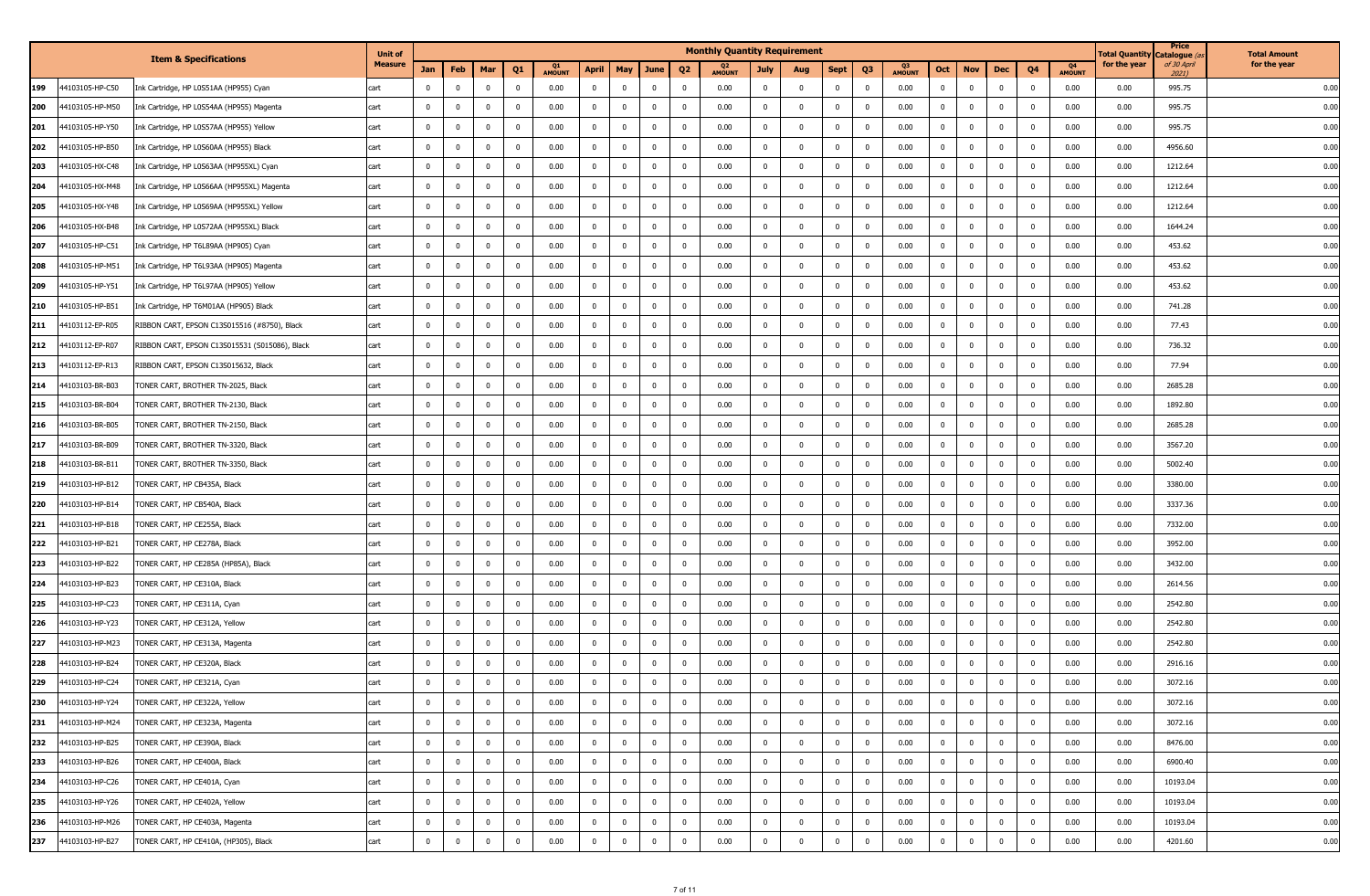| | | Item & Specifications | Unit of Measure | Monthly Quantity Requirement | | | | | | | | | | | | | | | | | | | | Total Quantity for the year | Price Catalogue (as of 30 April 2021) | Total Amount for the year |
|---|---|---|---|---|---|---|---|---|---|---|---|---|---|---|---|---|---|---|---|---|---|---|---|---|---|---|
| | | | | Jan | Feb | Mar | Q1 | Q1 AMOUNT | April | May | June | Q2 | Q2 AMOUNT | July | Aug | Sept | Q3 | Q3 AMOUNT | Oct | Nov | Dec | Q4 | Q4 AMOUNT | | | |
| 199 | 44103105-HP-C50 | Ink Cartridge, HP L0S51AA (HP955) Cyan | cart | 0 | 0 | 0 | 0 | 0.00 | 0 | 0 | 0 | 0 | 0.00 | 0 | 0 | 0 | 0 | 0.00 | 0 | 0 | 0 | 0 | 0.00 | 0.00 | 995.75 | 0.00 |
| 200 | 44103105-HP-M50 | Ink Cartridge, HP L0S54AA (HP955) Magenta | cart | 0 | 0 | 0 | 0 | 0.00 | 0 | 0 | 0 | 0 | 0.00 | 0 | 0 | 0 | 0 | 0.00 | 0 | 0 | 0 | 0 | 0.00 | 0.00 | 995.75 | 0.00 |
| 201 | 44103105-HP-Y50 | Ink Cartridge, HP L0S57AA (HP955) Yellow | cart | 0 | 0 | 0 | 0 | 0.00 | 0 | 0 | 0 | 0 | 0.00 | 0 | 0 | 0 | 0 | 0.00 | 0 | 0 | 0 | 0 | 0.00 | 0.00 | 995.75 | 0.00 |
| 202 | 44103105-HP-B50 | Ink Cartridge, HP L0S60AA (HP955) Black | cart | 0 | 0 | 0 | 0 | 0.00 | 0 | 0 | 0 | 0 | 0.00 | 0 | 0 | 0 | 0 | 0.00 | 0 | 0 | 0 | 0 | 0.00 | 0.00 | 4956.60 | 0.00 |
| 203 | 44103105-HX-C48 | Ink Cartridge, HP L0S63AA (HP955XL) Cyan | cart | 0 | 0 | 0 | 0 | 0.00 | 0 | 0 | 0 | 0 | 0.00 | 0 | 0 | 0 | 0 | 0.00 | 0 | 0 | 0 | 0 | 0.00 | 0.00 | 1212.64 | 0.00 |
| 204 | 44103105-HX-M48 | Ink Cartridge, HP L0S66AA (HP955XL) Magenta | cart | 0 | 0 | 0 | 0 | 0.00 | 0 | 0 | 0 | 0 | 0.00 | 0 | 0 | 0 | 0 | 0.00 | 0 | 0 | 0 | 0 | 0.00 | 0.00 | 1212.64 | 0.00 |
| 205 | 44103105-HX-Y48 | Ink Cartridge, HP L0S69AA (HP955XL) Yellow | cart | 0 | 0 | 0 | 0 | 0.00 | 0 | 0 | 0 | 0 | 0.00 | 0 | 0 | 0 | 0 | 0.00 | 0 | 0 | 0 | 0 | 0.00 | 0.00 | 1212.64 | 0.00 |
| 206 | 44103105-HX-B48 | Ink Cartridge, HP L0S72AA (HP955XL) Black | cart | 0 | 0 | 0 | 0 | 0.00 | 0 | 0 | 0 | 0 | 0.00 | 0 | 0 | 0 | 0 | 0.00 | 0 | 0 | 0 | 0 | 0.00 | 0.00 | 1644.24 | 0.00 |
| 207 | 44103105-HP-C51 | Ink Cartridge, HP T6L89AA (HP905) Cyan | cart | 0 | 0 | 0 | 0 | 0.00 | 0 | 0 | 0 | 0 | 0.00 | 0 | 0 | 0 | 0 | 0.00 | 0 | 0 | 0 | 0 | 0.00 | 0.00 | 453.62 | 0.00 |
| 208 | 44103105-HP-M51 | Ink Cartridge, HP T6L93AA (HP905) Magenta | cart | 0 | 0 | 0 | 0 | 0.00 | 0 | 0 | 0 | 0 | 0.00 | 0 | 0 | 0 | 0 | 0.00 | 0 | 0 | 0 | 0 | 0.00 | 0.00 | 453.62 | 0.00 |
| 209 | 44103105-HP-Y51 | Ink Cartridge, HP T6L97AA (HP905) Yellow | cart | 0 | 0 | 0 | 0 | 0.00 | 0 | 0 | 0 | 0 | 0.00 | 0 | 0 | 0 | 0 | 0.00 | 0 | 0 | 0 | 0 | 0.00 | 0.00 | 453.62 | 0.00 |
| 210 | 44103105-HP-B51 | Ink Cartridge, HP T6M01AA (HP905) Black | cart | 0 | 0 | 0 | 0 | 0.00 | 0 | 0 | 0 | 0 | 0.00 | 0 | 0 | 0 | 0 | 0.00 | 0 | 0 | 0 | 0 | 0.00 | 0.00 | 741.28 | 0.00 |
| 211 | 44103112-EP-R05 | RIBBON CART, EPSON C13S015516 (#8750), Black | cart | 0 | 0 | 0 | 0 | 0.00 | 0 | 0 | 0 | 0 | 0.00 | 0 | 0 | 0 | 0 | 0.00 | 0 | 0 | 0 | 0 | 0.00 | 0.00 | 77.43 | 0.00 |
| 212 | 44103112-EP-R07 | RIBBON CART, EPSON C13S015531 (S015086), Black | cart | 0 | 0 | 0 | 0 | 0.00 | 0 | 0 | 0 | 0 | 0.00 | 0 | 0 | 0 | 0 | 0.00 | 0 | 0 | 0 | 0 | 0.00 | 0.00 | 736.32 | 0.00 |
| 213 | 44103112-EP-R13 | RIBBON CART, EPSON C13S015632, Black | cart | 0 | 0 | 0 | 0 | 0.00 | 0 | 0 | 0 | 0 | 0.00 | 0 | 0 | 0 | 0 | 0.00 | 0 | 0 | 0 | 0 | 0.00 | 0.00 | 77.94 | 0.00 |
| 214 | 44103103-BR-B03 | TONER CART, BROTHER TN-2025, Black | cart | 0 | 0 | 0 | 0 | 0.00 | 0 | 0 | 0 | 0 | 0.00 | 0 | 0 | 0 | 0 | 0.00 | 0 | 0 | 0 | 0 | 0.00 | 0.00 | 2685.28 | 0.00 |
| 215 | 44103103-BR-B04 | TONER CART, BROTHER TN-2130, Black | cart | 0 | 0 | 0 | 0 | 0.00 | 0 | 0 | 0 | 0 | 0.00 | 0 | 0 | 0 | 0 | 0.00 | 0 | 0 | 0 | 0 | 0.00 | 0.00 | 1892.80 | 0.00 |
| 216 | 44103103-BR-B05 | TONER CART, BROTHER TN-2150, Black | cart | 0 | 0 | 0 | 0 | 0.00 | 0 | 0 | 0 | 0 | 0.00 | 0 | 0 | 0 | 0 | 0.00 | 0 | 0 | 0 | 0 | 0.00 | 0.00 | 2685.28 | 0.00 |
| 217 | 44103103-BR-B09 | TONER CART, BROTHER TN-3320, Black | cart | 0 | 0 | 0 | 0 | 0.00 | 0 | 0 | 0 | 0 | 0.00 | 0 | 0 | 0 | 0 | 0.00 | 0 | 0 | 0 | 0 | 0.00 | 0.00 | 3567.20 | 0.00 |
| 218 | 44103103-BR-B11 | TONER CART, BROTHER TN-3350, Black | cart | 0 | 0 | 0 | 0 | 0.00 | 0 | 0 | 0 | 0 | 0.00 | 0 | 0 | 0 | 0 | 0.00 | 0 | 0 | 0 | 0 | 0.00 | 0.00 | 5002.40 | 0.00 |
| 219 | 44103103-HP-B12 | TONER CART, HP CB435A, Black | cart | 0 | 0 | 0 | 0 | 0.00 | 0 | 0 | 0 | 0 | 0.00 | 0 | 0 | 0 | 0 | 0.00 | 0 | 0 | 0 | 0 | 0.00 | 0.00 | 3380.00 | 0.00 |
| 220 | 44103103-HP-B14 | TONER CART, HP CB540A, Black | cart | 0 | 0 | 0 | 0 | 0.00 | 0 | 0 | 0 | 0 | 0.00 | 0 | 0 | 0 | 0 | 0.00 | 0 | 0 | 0 | 0 | 0.00 | 0.00 | 3337.36 | 0.00 |
| 221 | 44103103-HP-B18 | TONER CART, HP CE255A, Black | cart | 0 | 0 | 0 | 0 | 0.00 | 0 | 0 | 0 | 0 | 0.00 | 0 | 0 | 0 | 0 | 0.00 | 0 | 0 | 0 | 0 | 0.00 | 0.00 | 7332.00 | 0.00 |
| 222 | 44103103-HP-B21 | TONER CART, HP CE278A, Black | cart | 0 | 0 | 0 | 0 | 0.00 | 0 | 0 | 0 | 0 | 0.00 | 0 | 0 | 0 | 0 | 0.00 | 0 | 0 | 0 | 0 | 0.00 | 0.00 | 3952.00 | 0.00 |
| 223 | 44103103-HP-B22 | TONER CART, HP CE285A (HP85A), Black | cart | 0 | 0 | 0 | 0 | 0.00 | 0 | 0 | 0 | 0 | 0.00 | 0 | 0 | 0 | 0 | 0.00 | 0 | 0 | 0 | 0 | 0.00 | 0.00 | 3432.00 | 0.00 |
| 224 | 44103103-HP-B23 | TONER CART, HP CE310A, Black | cart | 0 | 0 | 0 | 0 | 0.00 | 0 | 0 | 0 | 0 | 0.00 | 0 | 0 | 0 | 0 | 0.00 | 0 | 0 | 0 | 0 | 0.00 | 0.00 | 2614.56 | 0.00 |
| 225 | 44103103-HP-C23 | TONER CART, HP CE311A, Cyan | cart | 0 | 0 | 0 | 0 | 0.00 | 0 | 0 | 0 | 0 | 0.00 | 0 | 0 | 0 | 0 | 0.00 | 0 | 0 | 0 | 0 | 0.00 | 0.00 | 2542.80 | 0.00 |
| 226 | 44103103-HP-Y23 | TONER CART, HP CE312A, Yellow | cart | 0 | 0 | 0 | 0 | 0.00 | 0 | 0 | 0 | 0 | 0.00 | 0 | 0 | 0 | 0 | 0.00 | 0 | 0 | 0 | 0 | 0.00 | 0.00 | 2542.80 | 0.00 |
| 227 | 44103103-HP-M23 | TONER CART, HP CE313A, Magenta | cart | 0 | 0 | 0 | 0 | 0.00 | 0 | 0 | 0 | 0 | 0.00 | 0 | 0 | 0 | 0 | 0.00 | 0 | 0 | 0 | 0 | 0.00 | 0.00 | 2542.80 | 0.00 |
| 228 | 44103103-HP-B24 | TONER CART, HP CE320A, Black | cart | 0 | 0 | 0 | 0 | 0.00 | 0 | 0 | 0 | 0 | 0.00 | 0 | 0 | 0 | 0 | 0.00 | 0 | 0 | 0 | 0 | 0.00 | 0.00 | 2916.16 | 0.00 |
| 229 | 44103103-HP-C24 | TONER CART, HP CE321A, Cyan | cart | 0 | 0 | 0 | 0 | 0.00 | 0 | 0 | 0 | 0 | 0.00 | 0 | 0 | 0 | 0 | 0.00 | 0 | 0 | 0 | 0 | 0.00 | 0.00 | 3072.16 | 0.00 |
| 230 | 44103103-HP-Y24 | TONER CART, HP CE322A, Yellow | cart | 0 | 0 | 0 | 0 | 0.00 | 0 | 0 | 0 | 0 | 0.00 | 0 | 0 | 0 | 0 | 0.00 | 0 | 0 | 0 | 0 | 0.00 | 0.00 | 3072.16 | 0.00 |
| 231 | 44103103-HP-M24 | TONER CART, HP CE323A, Magenta | cart | 0 | 0 | 0 | 0 | 0.00 | 0 | 0 | 0 | 0 | 0.00 | 0 | 0 | 0 | 0 | 0.00 | 0 | 0 | 0 | 0 | 0.00 | 0.00 | 3072.16 | 0.00 |
| 232 | 44103103-HP-B25 | TONER CART, HP CE390A, Black | cart | 0 | 0 | 0 | 0 | 0.00 | 0 | 0 | 0 | 0 | 0.00 | 0 | 0 | 0 | 0 | 0.00 | 0 | 0 | 0 | 0 | 0.00 | 0.00 | 8476.00 | 0.00 |
| 233 | 44103103-HP-B26 | TONER CART, HP CE400A, Black | cart | 0 | 0 | 0 | 0 | 0.00 | 0 | 0 | 0 | 0 | 0.00 | 0 | 0 | 0 | 0 | 0.00 | 0 | 0 | 0 | 0 | 0.00 | 0.00 | 6900.40 | 0.00 |
| 234 | 44103103-HP-C26 | TONER CART, HP CE401A, Cyan | cart | 0 | 0 | 0 | 0 | 0.00 | 0 | 0 | 0 | 0 | 0.00 | 0 | 0 | 0 | 0 | 0.00 | 0 | 0 | 0 | 0 | 0.00 | 0.00 | 10193.04 | 0.00 |
| 235 | 44103103-HP-Y26 | TONER CART, HP CE402A, Yellow | cart | 0 | 0 | 0 | 0 | 0.00 | 0 | 0 | 0 | 0 | 0.00 | 0 | 0 | 0 | 0 | 0.00 | 0 | 0 | 0 | 0 | 0.00 | 0.00 | 10193.04 | 0.00 |
| 236 | 44103103-HP-M26 | TONER CART, HP CE403A, Magenta | cart | 0 | 0 | 0 | 0 | 0.00 | 0 | 0 | 0 | 0 | 0.00 | 0 | 0 | 0 | 0 | 0.00 | 0 | 0 | 0 | 0 | 0.00 | 0.00 | 10193.04 | 0.00 |
| 237 | 44103103-HP-B27 | TONER CART, HP CE410A, (HP305), Black | cart | 0 | 0 | 0 | 0 | 0.00 | 0 | 0 | 0 | 0 | 0.00 | 0 | 0 | 0 | 0 | 0.00 | 0 | 0 | 0 | 0 | 0.00 | 0.00 | 4201.60 | 0.00 |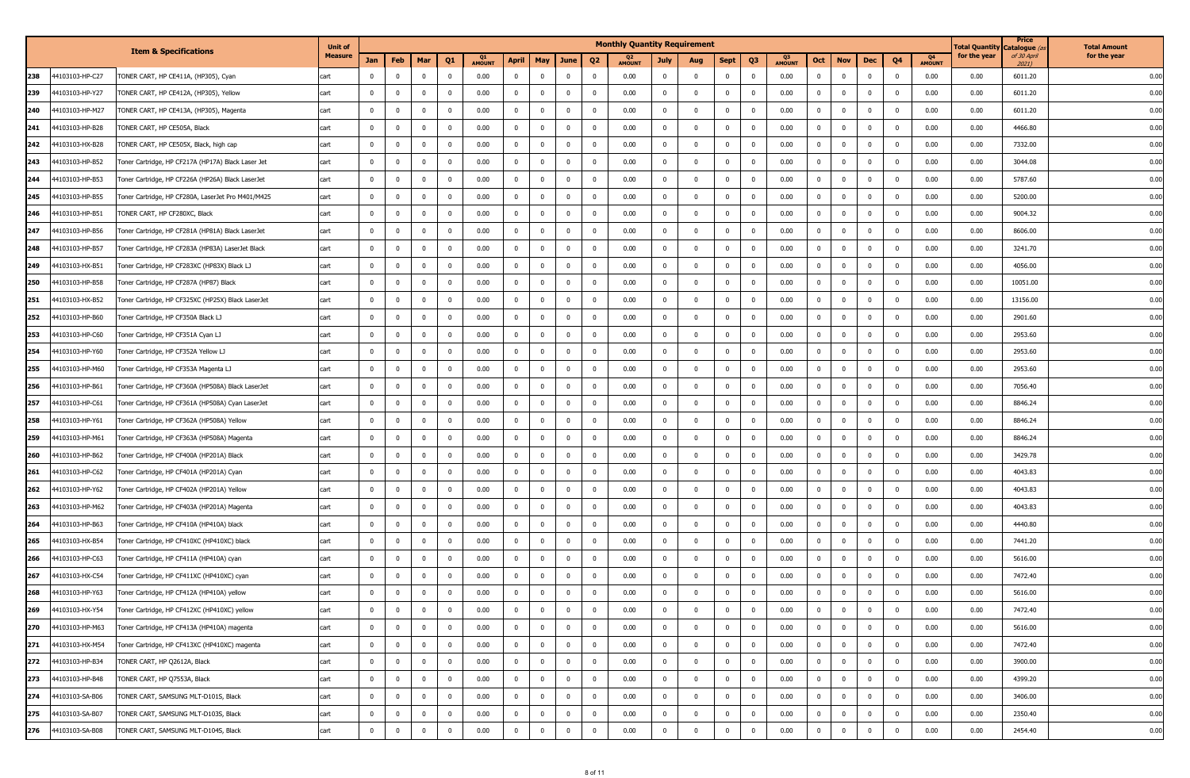| | | Item & Specifications | Unit of Measure | Monthly Quantity Requirement | | | | | | | | | | | | | | | | | | | | Total Quantity for the year | Price Catalogue (as of 30 April 2021) | Total Amount for the year |
|---|---|---|---|---|---|---|---|---|---|---|---|---|---|---|---|---|---|---|---|---|---|---|---|---|---|---|
| | | | | Jan | Feb | Mar | Q1 | Q1 AMOUNT | April | May | June | Q2 | Q2 AMOUNT | July | Aug | Sept | Q3 | Q3 AMOUNT | Oct | Nov | Dec | Q4 | Q4 AMOUNT | | | |
| 238 | 44103103-HP-C27 | TONER CART, HP CE411A, (HP305), Cyan | cart | 0 | 0 | 0 | 0 | 0.00 | 0 | 0 | 0 | 0 | 0.00 | 0 | 0 | 0 | 0 | 0.00 | 0 | 0 | 0 | 0 | 0.00 | 0.00 | 6011.20 | 0.00 |
| 239 | 44103103-HP-Y27 | TONER CART, HP CE412A, (HP305), Yellow | cart | 0 | 0 | 0 | 0 | 0.00 | 0 | 0 | 0 | 0 | 0.00 | 0 | 0 | 0 | 0 | 0.00 | 0 | 0 | 0 | 0 | 0.00 | 0.00 | 6011.20 | 0.00 |
| 240 | 44103103-HP-M27 | TONER CART, HP CE413A, (HP305), Magenta | cart | 0 | 0 | 0 | 0 | 0.00 | 0 | 0 | 0 | 0 | 0.00 | 0 | 0 | 0 | 0 | 0.00 | 0 | 0 | 0 | 0 | 0.00 | 0.00 | 6011.20 | 0.00 |
| 241 | 44103103-HP-B28 | TONER CART, HP CE505A, Black | cart | 0 | 0 | 0 | 0 | 0.00 | 0 | 0 | 0 | 0 | 0.00 | 0 | 0 | 0 | 0 | 0.00 | 0 | 0 | 0 | 0 | 0.00 | 0.00 | 4466.80 | 0.00 |
| 242 | 44103103-HX-B28 | TONER CART, HP CE505X, Black, high cap | cart | 0 | 0 | 0 | 0 | 0.00 | 0 | 0 | 0 | 0 | 0.00 | 0 | 0 | 0 | 0 | 0.00 | 0 | 0 | 0 | 0 | 0.00 | 0.00 | 7332.00 | 0.00 |
| 243 | 44103103-HP-B52 | Toner Cartridge, HP CF217A (HP17A) Black Laser Jet | cart | 0 | 0 | 0 | 0 | 0.00 | 0 | 0 | 0 | 0 | 0.00 | 0 | 0 | 0 | 0 | 0.00 | 0 | 0 | 0 | 0 | 0.00 | 0.00 | 3044.08 | 0.00 |
| 244 | 44103103-HP-B53 | Toner Cartridge, HP CF226A (HP26A) Black LaserJet | cart | 0 | 0 | 0 | 0 | 0.00 | 0 | 0 | 0 | 0 | 0.00 | 0 | 0 | 0 | 0 | 0.00 | 0 | 0 | 0 | 0 | 0.00 | 0.00 | 5787.60 | 0.00 |
| 245 | 44103103-HP-B55 | Toner Cartridge, HP CF280A, LaserJet Pro M401/M425 | cart | 0 | 0 | 0 | 0 | 0.00 | 0 | 0 | 0 | 0 | 0.00 | 0 | 0 | 0 | 0 | 0.00 | 0 | 0 | 0 | 0 | 0.00 | 0.00 | 5200.00 | 0.00 |
| 246 | 44103103-HP-B51 | TONER CART, HP CF280XC, Black | cart | 0 | 0 | 0 | 0 | 0.00 | 0 | 0 | 0 | 0 | 0.00 | 0 | 0 | 0 | 0 | 0.00 | 0 | 0 | 0 | 0 | 0.00 | 0.00 | 9004.32 | 0.00 |
| 247 | 44103103-HP-B56 | Toner Cartridge, HP CF281A (HP81A) Black LaserJet | cart | 0 | 0 | 0 | 0 | 0.00 | 0 | 0 | 0 | 0 | 0.00 | 0 | 0 | 0 | 0 | 0.00 | 0 | 0 | 0 | 0 | 0.00 | 0.00 | 8606.00 | 0.00 |
| 248 | 44103103-HP-B57 | Toner Cartridge, HP CF283A (HP83A) LaserJet Black | cart | 0 | 0 | 0 | 0 | 0.00 | 0 | 0 | 0 | 0 | 0.00 | 0 | 0 | 0 | 0 | 0.00 | 0 | 0 | 0 | 0 | 0.00 | 0.00 | 3241.70 | 0.00 |
| 249 | 44103103-HX-B51 | Toner Cartridge, HP CF283XC (HP83X) Black LJ | cart | 0 | 0 | 0 | 0 | 0.00 | 0 | 0 | 0 | 0 | 0.00 | 0 | 0 | 0 | 0 | 0.00 | 0 | 0 | 0 | 0 | 0.00 | 0.00 | 4056.00 | 0.00 |
| 250 | 44103103-HP-B58 | Toner Cartridge, HP CF287A (HP87) Black | cart | 0 | 0 | 0 | 0 | 0.00 | 0 | 0 | 0 | 0 | 0.00 | 0 | 0 | 0 | 0 | 0.00 | 0 | 0 | 0 | 0 | 0.00 | 0.00 | 10051.00 | 0.00 |
| 251 | 44103103-HX-B52 | Toner Cartridge, HP CF325XC (HP25X) Black LaserJet | cart | 0 | 0 | 0 | 0 | 0.00 | 0 | 0 | 0 | 0 | 0.00 | 0 | 0 | 0 | 0 | 0.00 | 0 | 0 | 0 | 0 | 0.00 | 0.00 | 13156.00 | 0.00 |
| 252 | 44103103-HP-B60 | Toner Cartridge, HP CF350A Black LJ | cart | 0 | 0 | 0 | 0 | 0.00 | 0 | 0 | 0 | 0 | 0.00 | 0 | 0 | 0 | 0 | 0.00 | 0 | 0 | 0 | 0 | 0.00 | 0.00 | 2901.60 | 0.00 |
| 253 | 44103103-HP-C60 | Toner Cartridge, HP CF351A Cyan LJ | cart | 0 | 0 | 0 | 0 | 0.00 | 0 | 0 | 0 | 0 | 0.00 | 0 | 0 | 0 | 0 | 0.00 | 0 | 0 | 0 | 0 | 0.00 | 0.00 | 2953.60 | 0.00 |
| 254 | 44103103-HP-Y60 | Toner Cartridge, HP CF352A Yellow LJ | cart | 0 | 0 | 0 | 0 | 0.00 | 0 | 0 | 0 | 0 | 0.00 | 0 | 0 | 0 | 0 | 0.00 | 0 | 0 | 0 | 0 | 0.00 | 0.00 | 2953.60 | 0.00 |
| 255 | 44103103-HP-M60 | Toner Cartridge, HP CF353A Magenta LJ | cart | 0 | 0 | 0 | 0 | 0.00 | 0 | 0 | 0 | 0 | 0.00 | 0 | 0 | 0 | 0 | 0.00 | 0 | 0 | 0 | 0 | 0.00 | 0.00 | 2953.60 | 0.00 |
| 256 | 44103103-HP-B61 | Toner Cartridge, HP CF360A (HP508A) Black LaserJet | cart | 0 | 0 | 0 | 0 | 0.00 | 0 | 0 | 0 | 0 | 0.00 | 0 | 0 | 0 | 0 | 0.00 | 0 | 0 | 0 | 0 | 0.00 | 0.00 | 7056.40 | 0.00 |
| 257 | 44103103-HP-C61 | Toner Cartridge, HP CF361A (HP508A) Cyan LaserJet | cart | 0 | 0 | 0 | 0 | 0.00 | 0 | 0 | 0 | 0 | 0.00 | 0 | 0 | 0 | 0 | 0.00 | 0 | 0 | 0 | 0 | 0.00 | 0.00 | 8846.24 | 0.00 |
| 258 | 44103103-HP-Y61 | Toner Cartridge, HP CF362A (HP508A) Yellow | cart | 0 | 0 | 0 | 0 | 0.00 | 0 | 0 | 0 | 0 | 0.00 | 0 | 0 | 0 | 0 | 0.00 | 0 | 0 | 0 | 0 | 0.00 | 0.00 | 8846.24 | 0.00 |
| 259 | 44103103-HP-M61 | Toner Cartridge, HP CF363A (HP508A) Magenta | cart | 0 | 0 | 0 | 0 | 0.00 | 0 | 0 | 0 | 0 | 0.00 | 0 | 0 | 0 | 0 | 0.00 | 0 | 0 | 0 | 0 | 0.00 | 0.00 | 8846.24 | 0.00 |
| 260 | 44103103-HP-B62 | Toner Cartridge, HP CF400A (HP201A) Black | cart | 0 | 0 | 0 | 0 | 0.00 | 0 | 0 | 0 | 0 | 0.00 | 0 | 0 | 0 | 0 | 0.00 | 0 | 0 | 0 | 0 | 0.00 | 0.00 | 3429.78 | 0.00 |
| 261 | 44103103-HP-C62 | Toner Cartridge, HP CF401A (HP201A) Cyan | cart | 0 | 0 | 0 | 0 | 0.00 | 0 | 0 | 0 | 0 | 0.00 | 0 | 0 | 0 | 0 | 0.00 | 0 | 0 | 0 | 0 | 0.00 | 0.00 | 4043.83 | 0.00 |
| 262 | 44103103-HP-Y62 | Toner Cartridge, HP CF402A (HP201A) Yellow | cart | 0 | 0 | 0 | 0 | 0.00 | 0 | 0 | 0 | 0 | 0.00 | 0 | 0 | 0 | 0 | 0.00 | 0 | 0 | 0 | 0 | 0.00 | 0.00 | 4043.83 | 0.00 |
| 263 | 44103103-HP-M62 | Toner Cartridge, HP CF403A (HP201A) Magenta | cart | 0 | 0 | 0 | 0 | 0.00 | 0 | 0 | 0 | 0 | 0.00 | 0 | 0 | 0 | 0 | 0.00 | 0 | 0 | 0 | 0 | 0.00 | 0.00 | 4043.83 | 0.00 |
| 264 | 44103103-HP-B63 | Toner Cartridge, HP CF410A (HP410A) black | cart | 0 | 0 | 0 | 0 | 0.00 | 0 | 0 | 0 | 0 | 0.00 | 0 | 0 | 0 | 0 | 0.00 | 0 | 0 | 0 | 0 | 0.00 | 0.00 | 4440.80 | 0.00 |
| 265 | 44103103-HX-B54 | Toner Cartridge, HP CF410XC (HP410XC) black | cart | 0 | 0 | 0 | 0 | 0.00 | 0 | 0 | 0 | 0 | 0.00 | 0 | 0 | 0 | 0 | 0.00 | 0 | 0 | 0 | 0 | 0.00 | 0.00 | 7441.20 | 0.00 |
| 266 | 44103103-HP-C63 | Toner Cartridge, HP CF411A (HP410A) cyan | cart | 0 | 0 | 0 | 0 | 0.00 | 0 | 0 | 0 | 0 | 0.00 | 0 | 0 | 0 | 0 | 0.00 | 0 | 0 | 0 | 0 | 0.00 | 0.00 | 5616.00 | 0.00 |
| 267 | 44103103-HX-C54 | Toner Cartridge, HP CF411XC (HP410XC) cyan | cart | 0 | 0 | 0 | 0 | 0.00 | 0 | 0 | 0 | 0 | 0.00 | 0 | 0 | 0 | 0 | 0.00 | 0 | 0 | 0 | 0 | 0.00 | 0.00 | 7472.40 | 0.00 |
| 268 | 44103103-HP-Y63 | Toner Cartridge, HP CF412A (HP410A) yellow | cart | 0 | 0 | 0 | 0 | 0.00 | 0 | 0 | 0 | 0 | 0.00 | 0 | 0 | 0 | 0 | 0.00 | 0 | 0 | 0 | 0 | 0.00 | 0.00 | 5616.00 | 0.00 |
| 269 | 44103103-HX-Y54 | Toner Cartridge, HP CF412XC (HP410XC) yellow | cart | 0 | 0 | 0 | 0 | 0.00 | 0 | 0 | 0 | 0 | 0.00 | 0 | 0 | 0 | 0 | 0.00 | 0 | 0 | 0 | 0 | 0.00 | 0.00 | 7472.40 | 0.00 |
| 270 | 44103103-HP-M63 | Toner Cartridge, HP CF413A (HP410A) magenta | cart | 0 | 0 | 0 | 0 | 0.00 | 0 | 0 | 0 | 0 | 0.00 | 0 | 0 | 0 | 0 | 0.00 | 0 | 0 | 0 | 0 | 0.00 | 0.00 | 5616.00 | 0.00 |
| 271 | 44103103-HX-M54 | Toner Cartridge, HP CF413XC (HP410XC) magenta | cart | 0 | 0 | 0 | 0 | 0.00 | 0 | 0 | 0 | 0 | 0.00 | 0 | 0 | 0 | 0 | 0.00 | 0 | 0 | 0 | 0 | 0.00 | 0.00 | 7472.40 | 0.00 |
| 272 | 44103103-HP-B34 | TONER CART, HP Q2612A, Black | cart | 0 | 0 | 0 | 0 | 0.00 | 0 | 0 | 0 | 0 | 0.00 | 0 | 0 | 0 | 0 | 0.00 | 0 | 0 | 0 | 0 | 0.00 | 0.00 | 3900.00 | 0.00 |
| 273 | 44103103-HP-B48 | TONER CART, HP Q7553A, Black | cart | 0 | 0 | 0 | 0 | 0.00 | 0 | 0 | 0 | 0 | 0.00 | 0 | 0 | 0 | 0 | 0.00 | 0 | 0 | 0 | 0 | 0.00 | 0.00 | 4399.20 | 0.00 |
| 274 | 44103103-SA-B06 | TONER CART, SAMSUNG MLT-D101S, Black | cart | 0 | 0 | 0 | 0 | 0.00 | 0 | 0 | 0 | 0 | 0.00 | 0 | 0 | 0 | 0 | 0.00 | 0 | 0 | 0 | 0 | 0.00 | 0.00 | 3406.00 | 0.00 |
| 275 | 44103103-SA-B07 | TONER CART, SAMSUNG MLT-D103S, Black | cart | 0 | 0 | 0 | 0 | 0.00 | 0 | 0 | 0 | 0 | 0.00 | 0 | 0 | 0 | 0 | 0.00 | 0 | 0 | 0 | 0 | 0.00 | 0.00 | 2350.40 | 0.00 |
| 276 | 44103103-SA-B08 | TONER CART, SAMSUNG MLT-D104S, Black | cart | 0 | 0 | 0 | 0 | 0.00 | 0 | 0 | 0 | 0 | 0.00 | 0 | 0 | 0 | 0 | 0.00 | 0 | 0 | 0 | 0 | 0.00 | 0.00 | 2454.40 | 0.00 |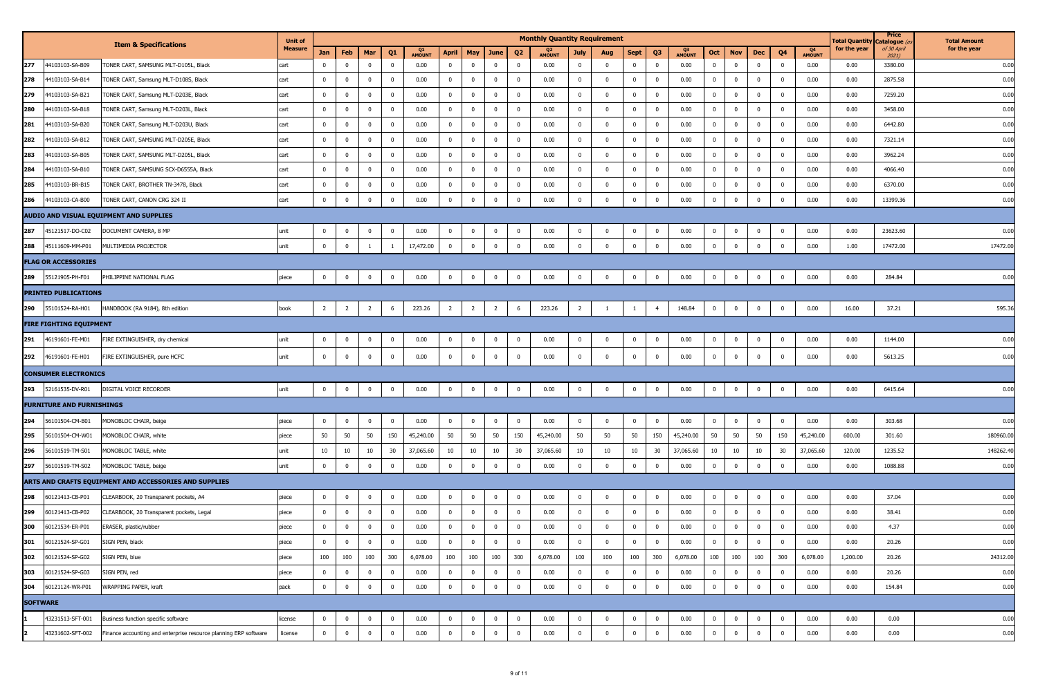| | | Item & Specifications | Unit of Measure | Monthly Quantity Requirement | | | | | | | | | | | | | | | | | | | | Total Quantity for the year | Price Catalogue (as of 30 April 2021) | Total Amount for the year |
|---|---|---|---|---|---|---|---|---|---|---|---|---|---|---|---|---|---|---|---|---|---|---|---|---|---|---|
| | | | | Jan | Feb | Mar | Q1 | Q1 AMOUNT | April | May | June | Q2 | Q2 AMOUNT | July | Aug | Sept | Q3 | Q3 AMOUNT | Oct | Nov | Dec | Q4 | Q4 AMOUNT | | | |
| 277 | 44103103-SA-B09 | TONER CART, SAMSUNG MLT-D105L, Black | cart | 0 | 0 | 0 | 0 | 0.00 | 0 | 0 | 0 | 0 | 0.00 | 0 | 0 | 0 | 0 | 0.00 | 0 | 0 | 0 | 0 | 0.00 | 0.00 | 3380.00 | 0.00 |
| 278 | 44103103-SA-B14 | TONER CART, Samsung MLT-D108S, Black | cart | 0 | 0 | 0 | 0 | 0.00 | 0 | 0 | 0 | 0 | 0.00 | 0 | 0 | 0 | 0 | 0.00 | 0 | 0 | 0 | 0 | 0.00 | 0.00 | 2875.58 | 0.00 |
| 279 | 44103103-SA-B21 | TONER CART, Samsung MLT-D203E, Black | cart | 0 | 0 | 0 | 0 | 0.00 | 0 | 0 | 0 | 0 | 0.00 | 0 | 0 | 0 | 0 | 0.00 | 0 | 0 | 0 | 0 | 0.00 | 0.00 | 7259.20 | 0.00 |
| 280 | 44103103-SA-B18 | TONER CART, Samsung MLT-D203L, Black | cart | 0 | 0 | 0 | 0 | 0.00 | 0 | 0 | 0 | 0 | 0.00 | 0 | 0 | 0 | 0 | 0.00 | 0 | 0 | 0 | 0 | 0.00 | 0.00 | 3458.00 | 0.00 |
| 281 | 44103103-SA-B20 | TONER CART, Samsung MLT-D203U, Black | cart | 0 | 0 | 0 | 0 | 0.00 | 0 | 0 | 0 | 0 | 0.00 | 0 | 0 | 0 | 0 | 0.00 | 0 | 0 | 0 | 0 | 0.00 | 0.00 | 6442.80 | 0.00 |
| 282 | 44103103-SA-B12 | TONER CART, SAMSUNG MLT-D205E, Black | cart | 0 | 0 | 0 | 0 | 0.00 | 0 | 0 | 0 | 0 | 0.00 | 0 | 0 | 0 | 0 | 0.00 | 0 | 0 | 0 | 0 | 0.00 | 0.00 | 7321.14 | 0.00 |
| 283 | 44103103-SA-B05 | TONER CART, SAMSUNG MLT-D205L, Black | cart | 0 | 0 | 0 | 0 | 0.00 | 0 | 0 | 0 | 0 | 0.00 | 0 | 0 | 0 | 0 | 0.00 | 0 | 0 | 0 | 0 | 0.00 | 0.00 | 3962.24 | 0.00 |
| 284 | 44103103-SA-B10 | TONER CART, SAMSUNG SCX-D6555A, Black | cart | 0 | 0 | 0 | 0 | 0.00 | 0 | 0 | 0 | 0 | 0.00 | 0 | 0 | 0 | 0 | 0.00 | 0 | 0 | 0 | 0 | 0.00 | 0.00 | 4066.40 | 0.00 |
| 285 | 44103103-BR-B15 | TONER CART, BROTHER TN-3478, Black | cart | 0 | 0 | 0 | 0 | 0.00 | 0 | 0 | 0 | 0 | 0.00 | 0 | 0 | 0 | 0 | 0.00 | 0 | 0 | 0 | 0 | 0.00 | 0.00 | 6370.00 | 0.00 |
| 286 | 44103103-CA-B00 | TONER CART, CANON CRG 324 II | cart | 0 | 0 | 0 | 0 | 0.00 | 0 | 0 | 0 | 0 | 0.00 | 0 | 0 | 0 | 0 | 0.00 | 0 | 0 | 0 | 0 | 0.00 | 0.00 | 13399.36 | 0.00 |
| **AUDIO AND VISUAL EQUIPMENT AND SUPPLIES** | | | | | | | | | | | | | | | | | | | | | | | | | | |
| 287 | 45121517-DO-C02 | DOCUMENT CAMERA, 8 MP | unit | 0 | 0 | 0 | 0 | 0.00 | 0 | 0 | 0 | 0 | 0.00 | 0 | 0 | 0 | 0 | 0.00 | 0 | 0 | 0 | 0 | 0.00 | 0.00 | 23623.60 | 0.00 |
| 288 | 45111609-MM-P01 | MULTIMEDIA PROJECTOR | unit | 0 | 0 | 1 | 1 | 17,472.00 | 0 | 0 | 0 | 0 | 0.00 | 0 | 0 | 0 | 0 | 0.00 | 0 | 0 | 0 | 0 | 0.00 | 1.00 | 17472.00 | 17472.00 |
| **FLAG OR ACCESSORIES** | | | | | | | | | | | | | | | | | | | | | | | | | | |
| 289 | 55121905-PH-F01 | PHILIPPINE NATIONAL FLAG | piece | 0 | 0 | 0 | 0 | 0.00 | 0 | 0 | 0 | 0 | 0.00 | 0 | 0 | 0 | 0 | 0.00 | 0 | 0 | 0 | 0 | 0.00 | 0.00 | 284.84 | 0.00 |
| **PRINTED PUBLICATIONS** | | | | | | | | | | | | | | | | | | | | | | | | | | |
| 290 | 55101524-RA-H01 | HANDBOOK (RA 9184), 8th edition | book | 2 | 2 | 2 | 6 | 223.26 | 2 | 2 | 2 | 6 | 223.26 | 2 | 1 | 1 | 4 | 148.84 | 0 | 0 | 0 | 0 | 0.00 | 16.00 | 37.21 | 595.36 |
| **FIRE FIGHTING EQUIPMENT** | | | | | | | | | | | | | | | | | | | | | | | | | | |
| 291 | 46191601-FE-M01 | FIRE EXTINGUISHER, dry chemical | unit | 0 | 0 | 0 | 0 | 0.00 | 0 | 0 | 0 | 0 | 0.00 | 0 | 0 | 0 | 0 | 0.00 | 0 | 0 | 0 | 0 | 0.00 | 0.00 | 1144.00 | 0.00 |
| 292 | 46191601-FE-H01 | FIRE EXTINGUISHER, pure HCFC | unit | 0 | 0 | 0 | 0 | 0.00 | 0 | 0 | 0 | 0 | 0.00 | 0 | 0 | 0 | 0 | 0.00 | 0 | 0 | 0 | 0 | 0.00 | 0.00 | 5613.25 | 0.00 |
| **CONSUMER ELECTRONICS** | | | | | | | | | | | | | | | | | | | | | | | | | | |
| 293 | 52161535-DV-R01 | DIGITAL VOICE RECORDER | unit | 0 | 0 | 0 | 0 | 0.00 | 0 | 0 | 0 | 0 | 0.00 | 0 | 0 | 0 | 0 | 0.00 | 0 | 0 | 0 | 0 | 0.00 | 0.00 | 6415.64 | 0.00 |
| **FURNITURE AND FURNISHINGS** | | | | | | | | | | | | | | | | | | | | | | | | | | |
| 294 | 56101504-CM-B01 | MONOBLOC CHAIR, beige | piece | 0 | 0 | 0 | 0 | 0.00 | 0 | 0 | 0 | 0 | 0.00 | 0 | 0 | 0 | 0 | 0.00 | 0 | 0 | 0 | 0 | 0.00 | 0.00 | 303.68 | 0.00 |
| 295 | 56101504-CM-W01 | MONOBLOC CHAIR, white | piece | 50 | 50 | 50 | 150 | 45,240.00 | 50 | 50 | 50 | 150 | 45,240.00 | 50 | 50 | 50 | 150 | 45,240.00 | 50 | 50 | 50 | 150 | 45,240.00 | 600.00 | 301.60 | 180960.00 |
| 296 | 56101519-TM-S01 | MONOBLOC TABLE, white | unit | 10 | 10 | 10 | 30 | 37,065.60 | 10 | 10 | 10 | 30 | 37,065.60 | 10 | 10 | 10 | 30 | 37,065.60 | 10 | 10 | 10 | 30 | 37,065.60 | 120.00 | 1235.52 | 148262.40 |
| 297 | 56101519-TM-S02 | MONOBLOC TABLE, beige | unit | 0 | 0 | 0 | 0 | 0.00 | 0 | 0 | 0 | 0 | 0.00 | 0 | 0 | 0 | 0 | 0.00 | 0 | 0 | 0 | 0 | 0.00 | 0.00 | 1088.88 | 0.00 |
| **ARTS AND CRAFTS EQUIPMENT AND ACCESSORIES AND SUPPLIES** | | | | | | | | | | | | | | | | | | | | | | | | | | |
| 298 | 60121413-CB-P01 | CLEARBOOK, 20 Transparent pockets, A4 | piece | 0 | 0 | 0 | 0 | 0.00 | 0 | 0 | 0 | 0 | 0.00 | 0 | 0 | 0 | 0 | 0.00 | 0 | 0 | 0 | 0 | 0.00 | 0.00 | 37.04 | 0.00 |
| 299 | 60121413-CB-P02 | CLEARBOOK, 20 Transparent pockets, Legal | piece | 0 | 0 | 0 | 0 | 0.00 | 0 | 0 | 0 | 0 | 0.00 | 0 | 0 | 0 | 0 | 0.00 | 0 | 0 | 0 | 0 | 0.00 | 0.00 | 38.41 | 0.00 |
| 300 | 60121534-ER-P01 | ERASER, plastic/rubber | piece | 0 | 0 | 0 | 0 | 0.00 | 0 | 0 | 0 | 0 | 0.00 | 0 | 0 | 0 | 0 | 0.00 | 0 | 0 | 0 | 0 | 0.00 | 0.00 | 4.37 | 0.00 |
| 301 | 60121524-SP-G01 | SIGN PEN, black | piece | 0 | 0 | 0 | 0 | 0.00 | 0 | 0 | 0 | 0 | 0.00 | 0 | 0 | 0 | 0 | 0.00 | 0 | 0 | 0 | 0 | 0.00 | 0.00 | 20.26 | 0.00 |
| 302 | 60121524-SP-G02 | SIGN PEN, blue | piece | 100 | 100 | 100 | 300 | 6,078.00 | 100 | 100 | 100 | 300 | 6,078.00 | 100 | 100 | 100 | 300 | 6,078.00 | 100 | 100 | 100 | 300 | 6,078.00 | 1,200.00 | 20.26 | 24312.00 |
| 303 | 60121524-SP-G03 | SIGN PEN, red | piece | 0 | 0 | 0 | 0 | 0.00 | 0 | 0 | 0 | 0 | 0.00 | 0 | 0 | 0 | 0 | 0.00 | 0 | 0 | 0 | 0 | 0.00 | 0.00 | 20.26 | 0.00 |
| 304 | 60121124-WR-P01 | WRAPPING PAPER, kraft | pack | 0 | 0 | 0 | 0 | 0.00 | 0 | 0 | 0 | 0 | 0.00 | 0 | 0 | 0 | 0 | 0.00 | 0 | 0 | 0 | 0 | 0.00 | 0.00 | 154.84 | 0.00 |
| **SOFTWARE** | | | | | | | | | | | | | | | | | | | | | | | | | | |
| 1 | 43231513-SFT-001 | Business function specific software | license | 0 | 0 | 0 | 0 | 0.00 | 0 | 0 | 0 | 0 | 0.00 | 0 | 0 | 0 | 0 | 0.00 | 0 | 0 | 0 | 0 | 0.00 | 0.00 | 0.00 | 0.00 |
| 2 | 43231602-SFT-002 | Finance accounting and enterprise resource planning ERP software | license | 0 | 0 | 0 | 0 | 0.00 | 0 | 0 | 0 | 0 | 0.00 | 0 | 0 | 0 | 0 | 0.00 | 0 | 0 | 0 | 0 | 0.00 | 0.00 | 0.00 | 0.00 |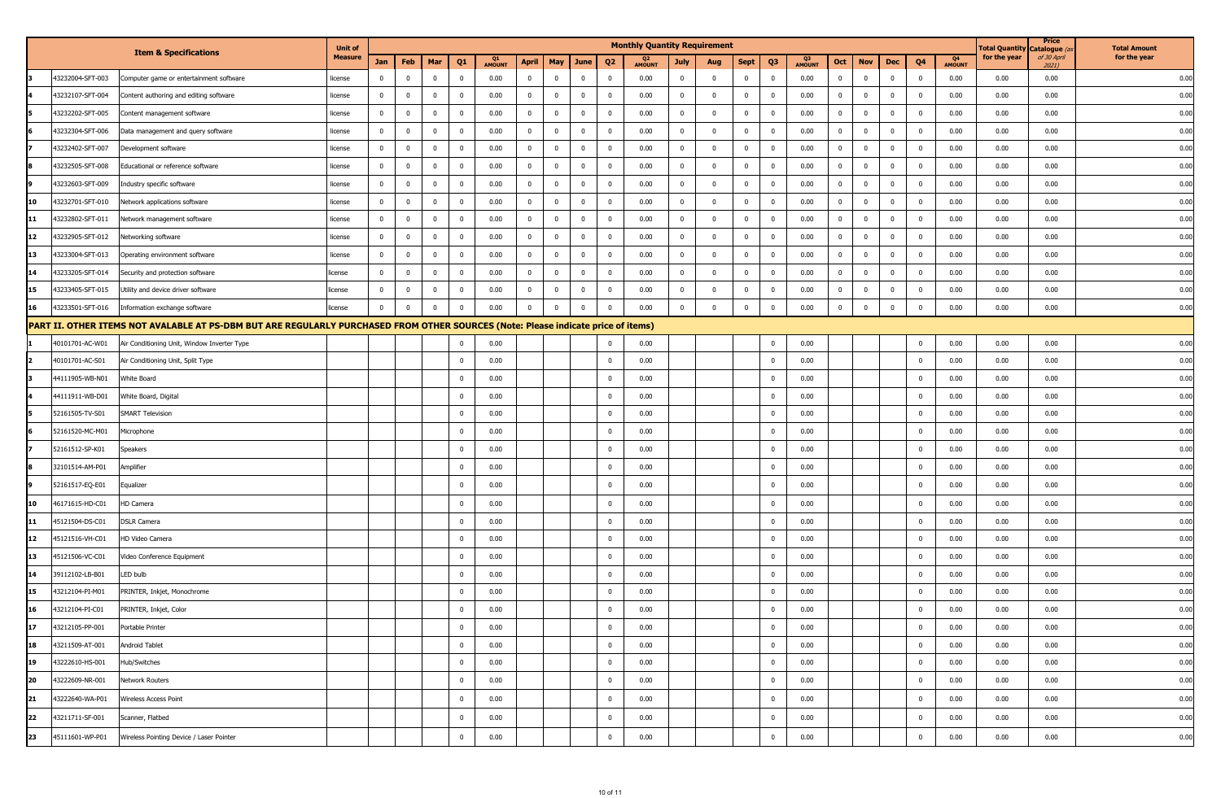| | | Item & Specifications | Unit of Measure | Monthly Quantity Requirement | | | | | | | | | | | | | | | | | | | | Total Quantity for the year | Price Catalogue (as of 30 April 2021) | Total Amount for the year |
|---|---|---|---|---|---|---|---|---|---|---|---|---|---|---|---|---|---|---|---|---|---|---|---|---|---|---|
| | | | | Jan | Feb | Mar | Q1 | Q1 AMOUNT | April | May | June | Q2 | Q2 AMOUNT | July | Aug | Sept | Q3 | Q3 AMOUNT | Oct | Nov | Dec | Q4 | Q4 AMOUNT | | | |
| 3 | 43232004-SFT-003 | Computer game or entertainment software | license | 0 | 0 | 0 | 0 | 0.00 | 0 | 0 | 0 | 0 | 0.00 | 0 | 0 | 0 | 0 | 0.00 | 0 | 0 | 0 | 0 | 0.00 | 0.00 | 0.00 | 0.00 |
| 4 | 43232107-SFT-004 | Content authoring and editing software | license | 0 | 0 | 0 | 0 | 0.00 | 0 | 0 | 0 | 0 | 0.00 | 0 | 0 | 0 | 0 | 0.00 | 0 | 0 | 0 | 0 | 0.00 | 0.00 | 0.00 | 0.00 |
| 5 | 43232202-SFT-005 | Content management software | license | 0 | 0 | 0 | 0 | 0.00 | 0 | 0 | 0 | 0 | 0.00 | 0 | 0 | 0 | 0 | 0.00 | 0 | 0 | 0 | 0 | 0.00 | 0.00 | 0.00 | 0.00 |
| 6 | 43232304-SFT-006 | Data management and query software | license | 0 | 0 | 0 | 0 | 0.00 | 0 | 0 | 0 | 0 | 0.00 | 0 | 0 | 0 | 0 | 0.00 | 0 | 0 | 0 | 0 | 0.00 | 0.00 | 0.00 | 0.00 |
| 7 | 43232402-SFT-007 | Development software | license | 0 | 0 | 0 | 0 | 0.00 | 0 | 0 | 0 | 0 | 0.00 | 0 | 0 | 0 | 0 | 0.00 | 0 | 0 | 0 | 0 | 0.00 | 0.00 | 0.00 | 0.00 |
| 8 | 43232505-SFT-008 | Educational or reference software | license | 0 | 0 | 0 | 0 | 0.00 | 0 | 0 | 0 | 0 | 0.00 | 0 | 0 | 0 | 0 | 0.00 | 0 | 0 | 0 | 0 | 0.00 | 0.00 | 0.00 | 0.00 |
| 9 | 43232603-SFT-009 | Industry specific software | license | 0 | 0 | 0 | 0 | 0.00 | 0 | 0 | 0 | 0 | 0.00 | 0 | 0 | 0 | 0 | 0.00 | 0 | 0 | 0 | 0 | 0.00 | 0.00 | 0.00 | 0.00 |
| 10 | 43232701-SFT-010 | Network applications software | license | 0 | 0 | 0 | 0 | 0.00 | 0 | 0 | 0 | 0 | 0.00 | 0 | 0 | 0 | 0 | 0.00 | 0 | 0 | 0 | 0 | 0.00 | 0.00 | 0.00 | 0.00 |
| 11 | 43232802-SFT-011 | Network management software | license | 0 | 0 | 0 | 0 | 0.00 | 0 | 0 | 0 | 0 | 0.00 | 0 | 0 | 0 | 0 | 0.00 | 0 | 0 | 0 | 0 | 0.00 | 0.00 | 0.00 | 0.00 |
| 12 | 43232905-SFT-012 | Networking software | license | 0 | 0 | 0 | 0 | 0.00 | 0 | 0 | 0 | 0 | 0.00 | 0 | 0 | 0 | 0 | 0.00 | 0 | 0 | 0 | 0 | 0.00 | 0.00 | 0.00 | 0.00 |
| 13 | 43233004-SFT-013 | Operating environment software | license | 0 | 0 | 0 | 0 | 0.00 | 0 | 0 | 0 | 0 | 0.00 | 0 | 0 | 0 | 0 | 0.00 | 0 | 0 | 0 | 0 | 0.00 | 0.00 | 0.00 | 0.00 |
| 14 | 43233205-SFT-014 | Security and protection software | license | 0 | 0 | 0 | 0 | 0.00 | 0 | 0 | 0 | 0 | 0.00 | 0 | 0 | 0 | 0 | 0.00 | 0 | 0 | 0 | 0 | 0.00 | 0.00 | 0.00 | 0.00 |
| 15 | 43233405-SFT-015 | Utility and device driver software | license | 0 | 0 | 0 | 0 | 0.00 | 0 | 0 | 0 | 0 | 0.00 | 0 | 0 | 0 | 0 | 0.00 | 0 | 0 | 0 | 0 | 0.00 | 0.00 | 0.00 | 0.00 |
| 16 | 43233501-SFT-016 | Information exchange software | license | 0 | 0 | 0 | 0 | 0.00 | 0 | 0 | 0 | 0 | 0.00 | 0 | 0 | 0 | 0 | 0.00 | 0 | 0 | 0 | 0 | 0.00 | 0.00 | 0.00 | 0.00 |
| PART II. OTHER ITEMS NOT AVALABLE AT PS-DBM BUT ARE REGULARLY PURCHASED FROM OTHER SOURCES (Note: Please indicate price of items) | | | | | | | | | | | | | | | | | | | | | | | | | | |
| 1 | 40101701-AC-W01 | Air Conditioning Unit, Window Inverter Type | | | | | 0 | 0.00 | | | | 0 | 0.00 | | | | 0 | 0.00 | | | | 0 | 0.00 | 0.00 | 0.00 | 0.00 |
| 2 | 40101701-AC-S01 | Air Conditioning Unit, Split Type | | | | | 0 | 0.00 | | | | 0 | 0.00 | | | | 0 | 0.00 | | | | 0 | 0.00 | 0.00 | 0.00 | 0.00 |
| 3 | 44111905-WB-N01 | White Board | | | | | 0 | 0.00 | | | | 0 | 0.00 | | | | 0 | 0.00 | | | | 0 | 0.00 | 0.00 | 0.00 | 0.00 |
| 4 | 44111911-WB-D01 | White Board, Digital | | | | | 0 | 0.00 | | | | 0 | 0.00 | | | | 0 | 0.00 | | | | 0 | 0.00 | 0.00 | 0.00 | 0.00 |
| 5 | 52161505-TV-S01 | SMART Television | | | | | 0 | 0.00 | | | | 0 | 0.00 | | | | 0 | 0.00 | | | | 0 | 0.00 | 0.00 | 0.00 | 0.00 |
| 6 | 52161520-MC-M01 | Microphone | | | | | 0 | 0.00 | | | | 0 | 0.00 | | | | 0 | 0.00 | | | | 0 | 0.00 | 0.00 | 0.00 | 0.00 |
| 7 | 52161512-SP-K01 | Speakers | | | | | 0 | 0.00 | | | | 0 | 0.00 | | | | 0 | 0.00 | | | | 0 | 0.00 | 0.00 | 0.00 | 0.00 |
| 8 | 32101514-AM-P01 | Amplifier | | | | | 0 | 0.00 | | | | 0 | 0.00 | | | | 0 | 0.00 | | | | 0 | 0.00 | 0.00 | 0.00 | 0.00 |
| 9 | 52161517-EQ-E01 | Equalizer | | | | | 0 | 0.00 | | | | 0 | 0.00 | | | | 0 | 0.00 | | | | 0 | 0.00 | 0.00 | 0.00 | 0.00 |
| 10 | 46171615-HD-C01 | HD Camera | | | | | 0 | 0.00 | | | | 0 | 0.00 | | | | 0 | 0.00 | | | | 0 | 0.00 | 0.00 | 0.00 | 0.00 |
| 11 | 45121504-DS-C01 | DSLR Camera | | | | | 0 | 0.00 | | | | 0 | 0.00 | | | | 0 | 0.00 | | | | 0 | 0.00 | 0.00 | 0.00 | 0.00 |
| 12 | 45121516-VH-C01 | HD Video Camera | | | | | 0 | 0.00 | | | | 0 | 0.00 | | | | 0 | 0.00 | | | | 0 | 0.00 | 0.00 | 0.00 | 0.00 |
| 13 | 45121506-VC-C01 | Video Conference Equipment | | | | | 0 | 0.00 | | | | 0 | 0.00 | | | | 0 | 0.00 | | | | 0 | 0.00 | 0.00 | 0.00 | 0.00 |
| 14 | 39112102-LB-B01 | LED bulb | | | | | 0 | 0.00 | | | | 0 | 0.00 | | | | 0 | 0.00 | | | | 0 | 0.00 | 0.00 | 0.00 | 0.00 |
| 15 | 43212104-PI-M01 | PRINTER, Inkjet, Monochrome | | | | | 0 | 0.00 | | | | 0 | 0.00 | | | | 0 | 0.00 | | | | 0 | 0.00 | 0.00 | 0.00 | 0.00 |
| 16 | 43212104-PI-C01 | PRINTER, Inkjet, Color | | | | | 0 | 0.00 | | | | 0 | 0.00 | | | | 0 | 0.00 | | | | 0 | 0.00 | 0.00 | 0.00 | 0.00 |
| 17 | 43212105-PP-001 | Portable Printer | | | | | 0 | 0.00 | | | | 0 | 0.00 | | | | 0 | 0.00 | | | | 0 | 0.00 | 0.00 | 0.00 | 0.00 |
| 18 | 43211509-AT-001 | Android Tablet | | | | | 0 | 0.00 | | | | 0 | 0.00 | | | | 0 | 0.00 | | | | 0 | 0.00 | 0.00 | 0.00 | 0.00 |
| 19 | 43222610-HS-001 | Hub/Switches | | | | | 0 | 0.00 | | | | 0 | 0.00 | | | | 0 | 0.00 | | | | 0 | 0.00 | 0.00 | 0.00 | 0.00 |
| 20 | 43222609-NR-001 | Network Routers | | | | | 0 | 0.00 | | | | 0 | 0.00 | | | | 0 | 0.00 | | | | 0 | 0.00 | 0.00 | 0.00 | 0.00 |
| 21 | 43222640-WA-P01 | Wireless Access Point | | | | | 0 | 0.00 | | | | 0 | 0.00 | | | | 0 | 0.00 | | | | 0 | 0.00 | 0.00 | 0.00 | 0.00 |
| 22 | 43211711-SF-001 | Scanner, Flatbed | | | | | 0 | 0.00 | | | | 0 | 0.00 | | | | 0 | 0.00 | | | | 0 | 0.00 | 0.00 | 0.00 | 0.00 |
| 23 | 45111601-WP-P01 | Wireless Pointing Device / Laser Pointer | | | | | 0 | 0.00 | | | | 0 | 0.00 | | | | 0 | 0.00 | | | | 0 | 0.00 | 0.00 | 0.00 | 0.00 |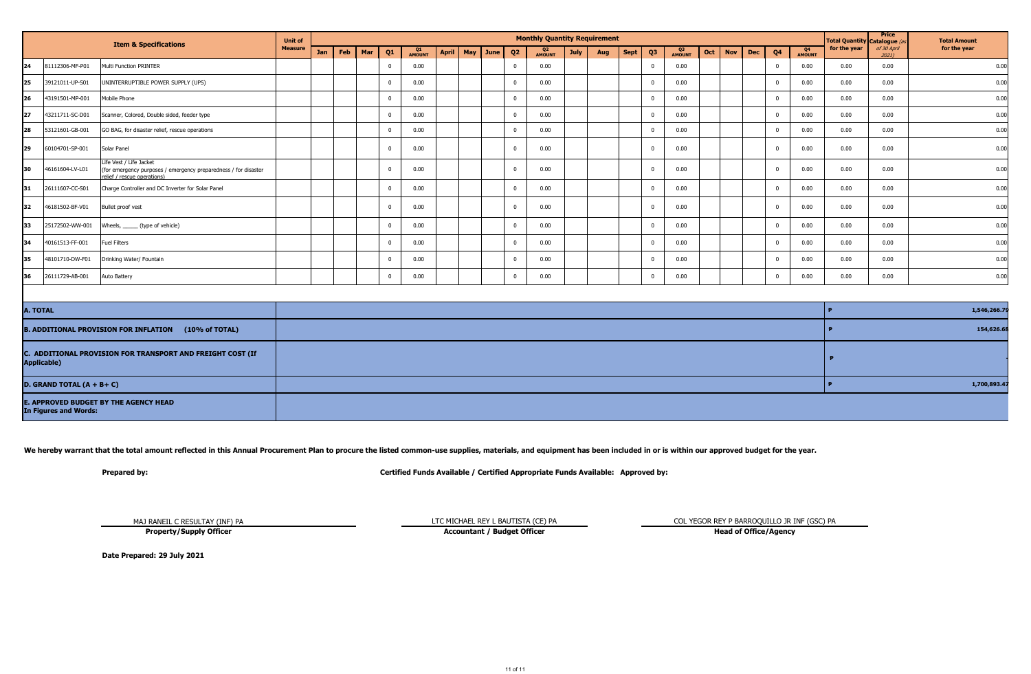| | | Item & Specifications | Unit of Measure | Monthly Quantity Requirement | | | | | | | | | | | | | | | | | | | | | Total Quantity for the year | Price Catalogue (as of 30 April 2021) | Total Amount for the year |
|---|---|---|---|---|---|---|---|---|---|---|---|---|---|---|---|---|---|---|---|---|---|---|---|---|---|---|---|
| | | | | Jan | Feb | Mar | Q1 | Q1 AMOUNT | April | May | June | Q2 | Q2 AMOUNT | July | Aug | Sept | Q3 | Q3 AMOUNT | Oct | Nov | Dec | Q4 | Q4 AMOUNT | | | | |
| 24 | 81112306-MF-P01 | Multi Function PRINTER | | | | | 0 | 0.00 | | | | 0 | 0.00 | | | | 0 | 0.00 | | | | 0 | 0.00 | 0.00 | 0.00 | 0.00 |
| 25 | 39121011-UP-S01 | UNINTERRUPTIBLE POWER SUPPLY (UPS) | | | | | 0 | 0.00 | | | | 0 | 0.00 | | | | 0 | 0.00 | | | | 0 | 0.00 | 0.00 | 0.00 | 0.00 |
| 26 | 43191501-MP-001 | Mobile Phone | | | | | 0 | 0.00 | | | | 0 | 0.00 | | | | 0 | 0.00 | | | | 0 | 0.00 | 0.00 | 0.00 | 0.00 |
| 27 | 43211711-SC-D01 | Scanner, Colored, Double sided, feeder type | | | | | 0 | 0.00 | | | | 0 | 0.00 | | | | 0 | 0.00 | | | | 0 | 0.00 | 0.00 | 0.00 | 0.00 |
| 28 | 53121601-GB-001 | GO BAG, for disaster relief, rescue operations | | | | | 0 | 0.00 | | | | 0 | 0.00 | | | | 0 | 0.00 | | | | 0 | 0.00 | 0.00 | 0.00 | 0.00 |
| 29 | 60104701-SP-001 | Solar Panel | | | | | 0 | 0.00 | | | | 0 | 0.00 | | | | 0 | 0.00 | | | | 0 | 0.00 | 0.00 | 0.00 | 0.00 |
| 30 | 46161604-LV-L01 | Life Vest / Life Jacket (for emergency purposes / emergency preparedness / for disaster relief / rescue operations) | | | | | 0 | 0.00 | | | | 0 | 0.00 | | | | 0 | 0.00 | | | | 0 | 0.00 | 0.00 | 0.00 | 0.00 |
| 31 | 26111607-CC-S01 | Charge Controller and DC Inverter for Solar Panel | | | | | 0 | 0.00 | | | | 0 | 0.00 | | | | 0 | 0.00 | | | | 0 | 0.00 | 0.00 | 0.00 | 0.00 |
| 32 | 46181502-BF-V01 | Bullet proof vest | | | | | 0 | 0.00 | | | | 0 | 0.00 | | | | 0 | 0.00 | | | | 0 | 0.00 | 0.00 | 0.00 | 0.00 |
| 33 | 25172502-WW-001 | Wheels, _____ (type of vehicle) | | | | | 0 | 0.00 | | | | 0 | 0.00 | | | | 0 | 0.00 | | | | 0 | 0.00 | 0.00 | 0.00 | 0.00 |
| 34 | 40161513-FF-001 | Fuel Filters | | | | | 0 | 0.00 | | | | 0 | 0.00 | | | | 0 | 0.00 | | | | 0 | 0.00 | 0.00 | 0.00 | 0.00 |
| 35 | 48101710-DW-F01 | Drinking Water/ Fountain | | | | | 0 | 0.00 | | | | 0 | 0.00 | | | | 0 | 0.00 | | | | 0 | 0.00 | 0.00 | 0.00 | 0.00 |
| 36 | 26111729-AB-001 | Auto Battery | | | | | 0 | 0.00 | | | | 0 | 0.00 | | | | 0 | 0.00 | | | | 0 | 0.00 | 0.00 | 0.00 | 0.00 |

| | | |
|---|---|---|
| **A. TOTAL** | P | 1,546,266.79 |
| **B. ADDITIONAL PROVISION FOR INFLATION (10% of TOTAL)** | P | 154,626.68 |
| **C. ADDITIONAL PROVISION FOR TRANSPORT AND FREIGHT COST (If Applicable)** | P | - |
| **D. GRAND TOTAL (A + B+ C)** | P | 1,700,893.47 |
| **E. APPROVED BUDGET BY THE AGENCY HEAD In Figures and Words:** | | |

**We hereby warrant that the total amount reflected in this Annual Procurement Plan to procure the listed common-use supplies, materials, and equipment has been included in or is within our approved budget for the year.**

**Prepared by:**

**Certified Funds Available / Certified Appropriate Funds Available: Approved by:**

MAJ RANEIL C RESULTAY (INF) PA
**Property/Supply Officer**

LTC MICHAEL REY L BAUTISTA (CE) PA
**Accountant / Budget Officer**

COL YEGOR REY P BARROQUILLO JR INF (GSC) PA
**Head of Office/Agency**

**Date Prepared: 29 July 2021**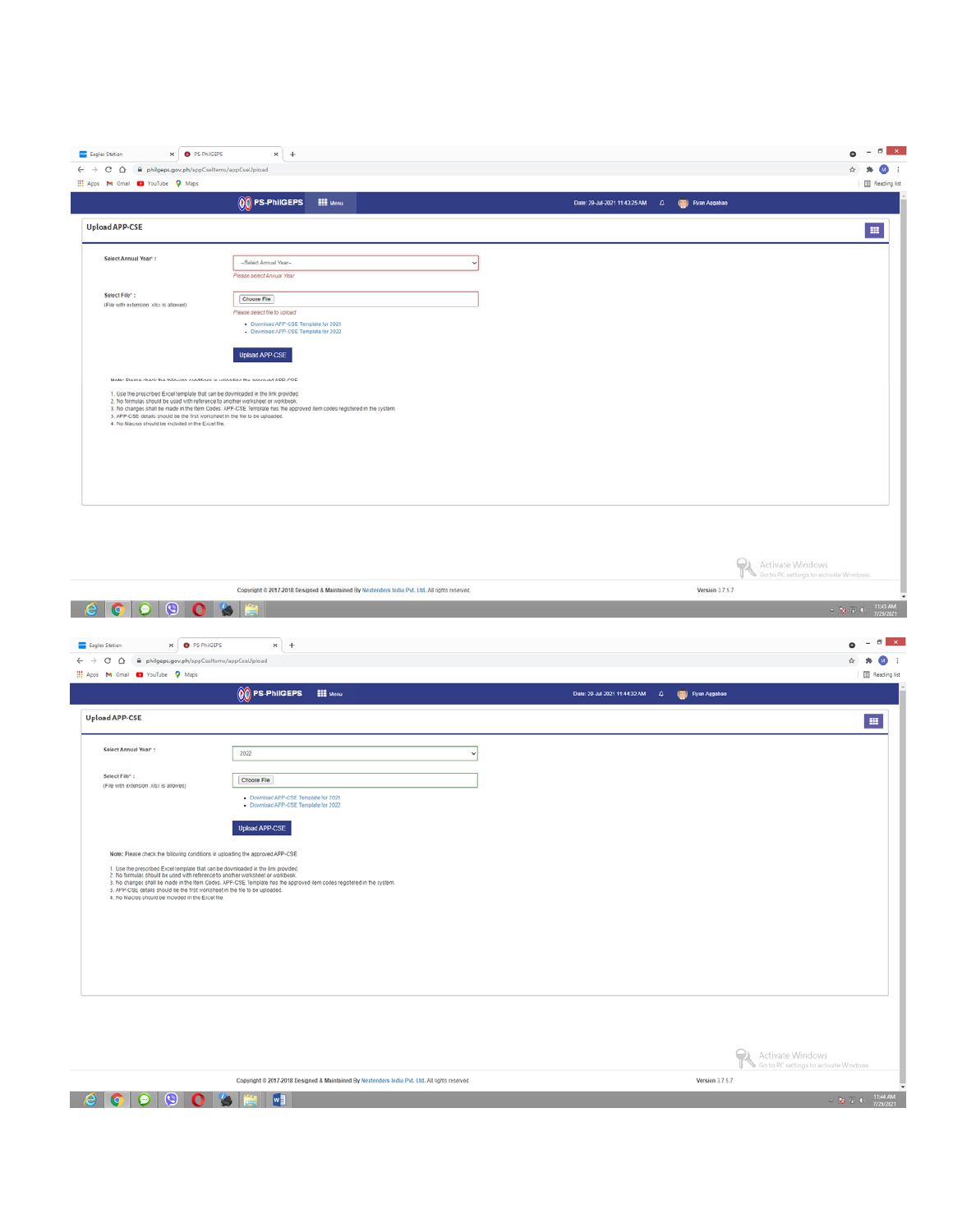## Upload APP-CSE

**Select Annual Year\* :**

--Select Annual Year--

*Please select Annual Year*

**Select File\* :**
(File with extension .xlsx is allowed)

Choose File

*Please select file to upload*

- Download APP-CSE Template for 2021
- Download APP-CSE Template for 2022

Upload APP-CSE

**Note:** Please check the following conditions in uploading the approved APP-CSE

1. Use the prescribed Excel template that can be downloaded in the link provided.
2. No formulas should be used with reference to another worksheet or workbook.
3. No changes shall be made in the Item Codes. APP-CSE Template has the approved item codes registered in the system.
4. APP-CSE details should be the first worksheet in the file to be uploaded.
5. No Macros should be included in the Excel file.

Copyright © 2017-2018 Designed & Maintained By Nextenders India Pvt. Ltd. All rights reserved.

Version 3.7.5.7

## Upload APP-CSE

**Select Annual Year\* :**

2022

**Select File\* :**
(File with extension .xlsx is allowed)

Choose File

- Download APP-CSE Template for 2021
- Download APP-CSE Template for 2022

Upload APP-CSE

**Note:** Please check the following conditions in uploading the approved APP-CSE

1. Use the prescribed Excel template that can be downloaded in the link provided.
2. No formulas should be used with reference to another worksheet or workbook.
3. No changes shall be made in the Item Codes. APP-CSE Template has the approved item codes registered in the system.
4. APP-CSE details should be the first worksheet in the file to be uploaded.
5. No Macros should be included in the Excel file.

Copyright © 2017-2018 Designed & Maintained By Nextenders India Pvt. Ltd. All rights reserved.

Version 3.7.5.7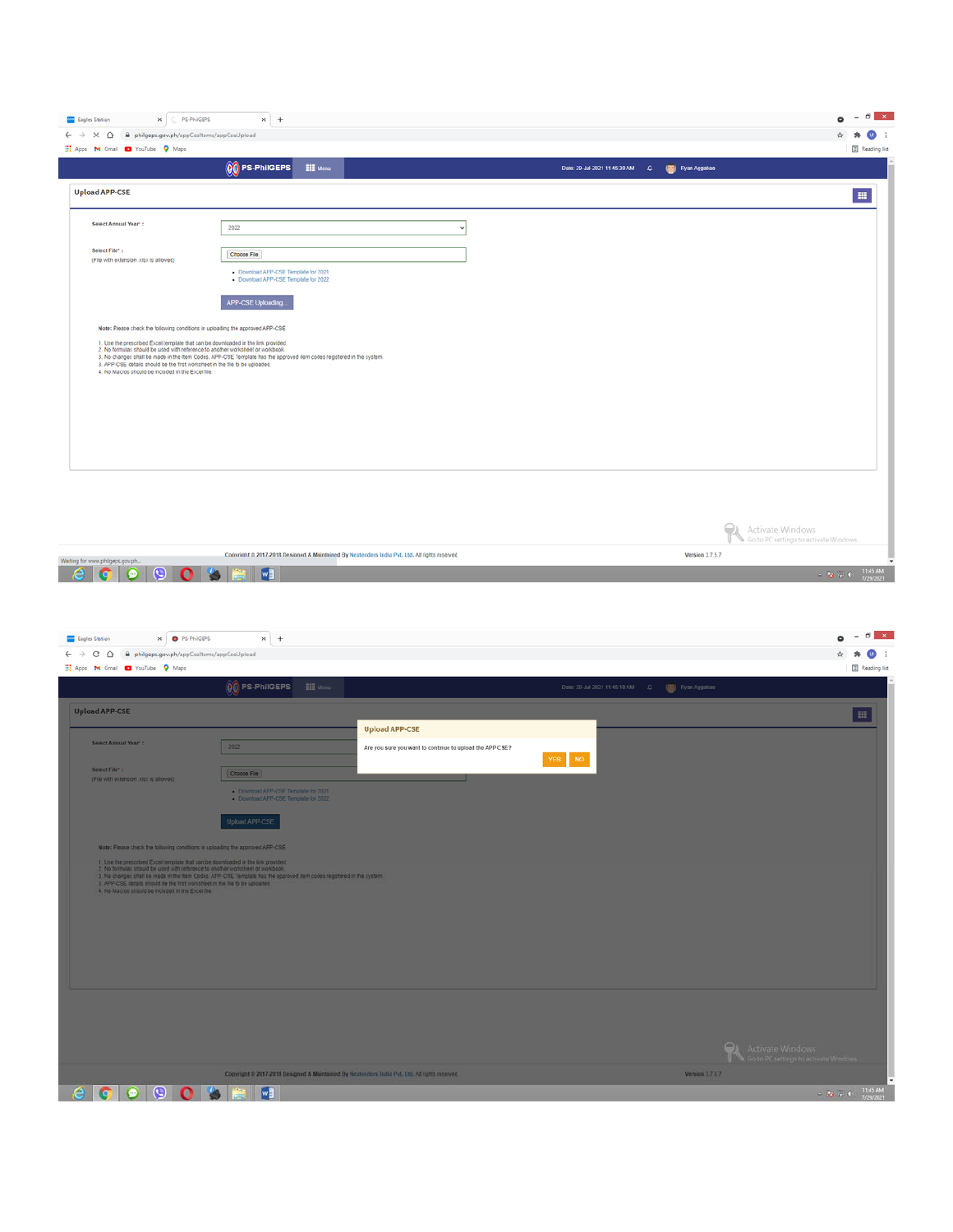**Upload APP-CSE**

Select Annual Year* : 2022

Select File* : Choose File
(File with extension .xlsx is allowed)

- Download APP-CSE Template for 2021
- Download APP-CSE Template for 2022

APP-CSE Uploading...

Note: Please check the following conditions in uploading the approved APP-CSE

1. Use the prescribed Excel template that can be downloaded in the link provided.
2. No formulas should be used with reference to another worksheet or workbook.
3. No changes shall be made in the Item Codes. APP-CSE Template has the approved item codes registered in the system.
3. APP-CSE details should be the first worksheet in the file to be uploaded.
4. No Macros should be included in the Excel file.

Copyright © 2017-2018 Designed & Maintained By Nextenders India Pvt. Ltd. All rights reserved. Version 3.7.5.7

**Upload APP-CSE**

Are you sure you want to continue to upload the APP CSE?

YES NO

Select Annual Year* : 2022

Select File* : Choose File
(File with extension .xlsx is allowed)

- Download APP-CSE Template for 2021
- Download APP-CSE Template for 2022

Upload APP-CSE

Note: Please check the following conditions in uploading the approved APP-CSE

1. Use the prescribed Excel template that can be downloaded in the link provided.
2. No formulas should be used with reference to another worksheet or workbook.
3. No changes shall be made in the Item Codes. APP-CSE Template has the approved item codes registered in the system.
3. APP-CSE details should be the first worksheet in the file to be uploaded.
4. No Macros should be included in the Excel file.

Copyright © 2017-2018 Designed & Maintained By Nextenders India Pvt. Ltd. All rights reserved. Version 3.7.5.7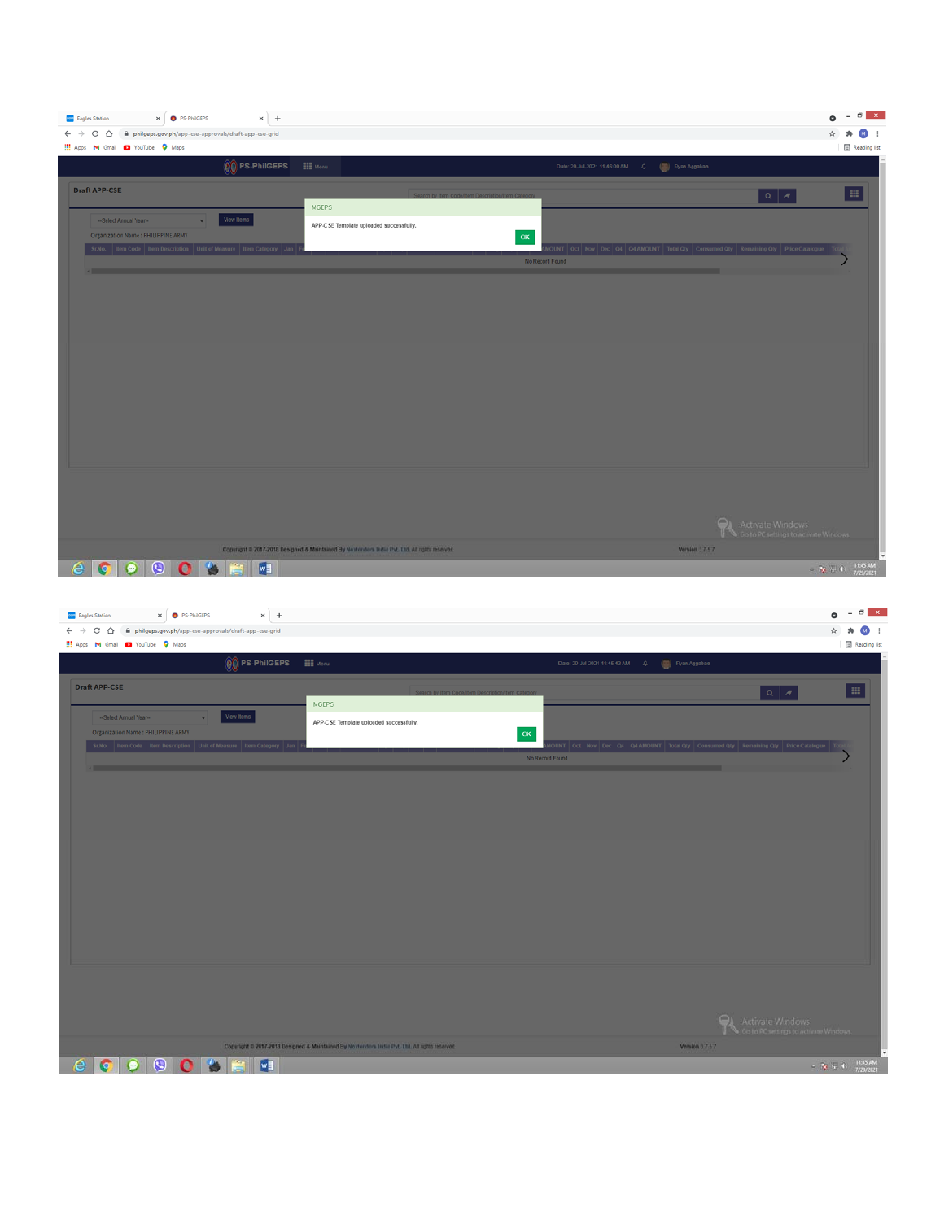Draft APP-CSE

MGEPS

APP-CSE Template uploaded successfully.

OK

--Select Annual Year--

View Items

Organization Name : PHILIPPINE ARMY

| Sr.No. | Item Code | Item Description | Unit of Measure | Item Category | Jan | Fe | | AMOUNT | Oct | Nov | Dec | Q4 | Q4 AMOUNT | Total Qty | Consumed Qty | Remaining Qty | Price Catalogue |
|---|---|---|---|---|---|---|---|---|---|---|---|---|---|---|---|---|---|

No Record Found

Copyright © 2017-2018 Designed & Maintained By Nextenders India Pvt. Ltd. All rights reserved.

Version 1.7.5.7

Draft APP-CSE

MGEPS

APP-CSE Template uploaded successfully.

OK

--Select Annual Year--

View Items

Organization Name : PHILIPPINE ARMY

| Sr.No. | Item Code | Item Description | Unit of Measure | Item Category | Jan | Fe | | AMOUNT | Oct | Nov | Dec | Q4 | Q4 AMOUNT | Total Qty | Consumed Qty | Remaining Qty | Price Catalogue |
|---|---|---|---|---|---|---|---|---|---|---|---|---|---|---|---|---|---|

No Record Found

Copyright © 2017-2018 Designed & Maintained By Nextenders India Pvt. Ltd. All rights reserved.

Version 1.7.5.7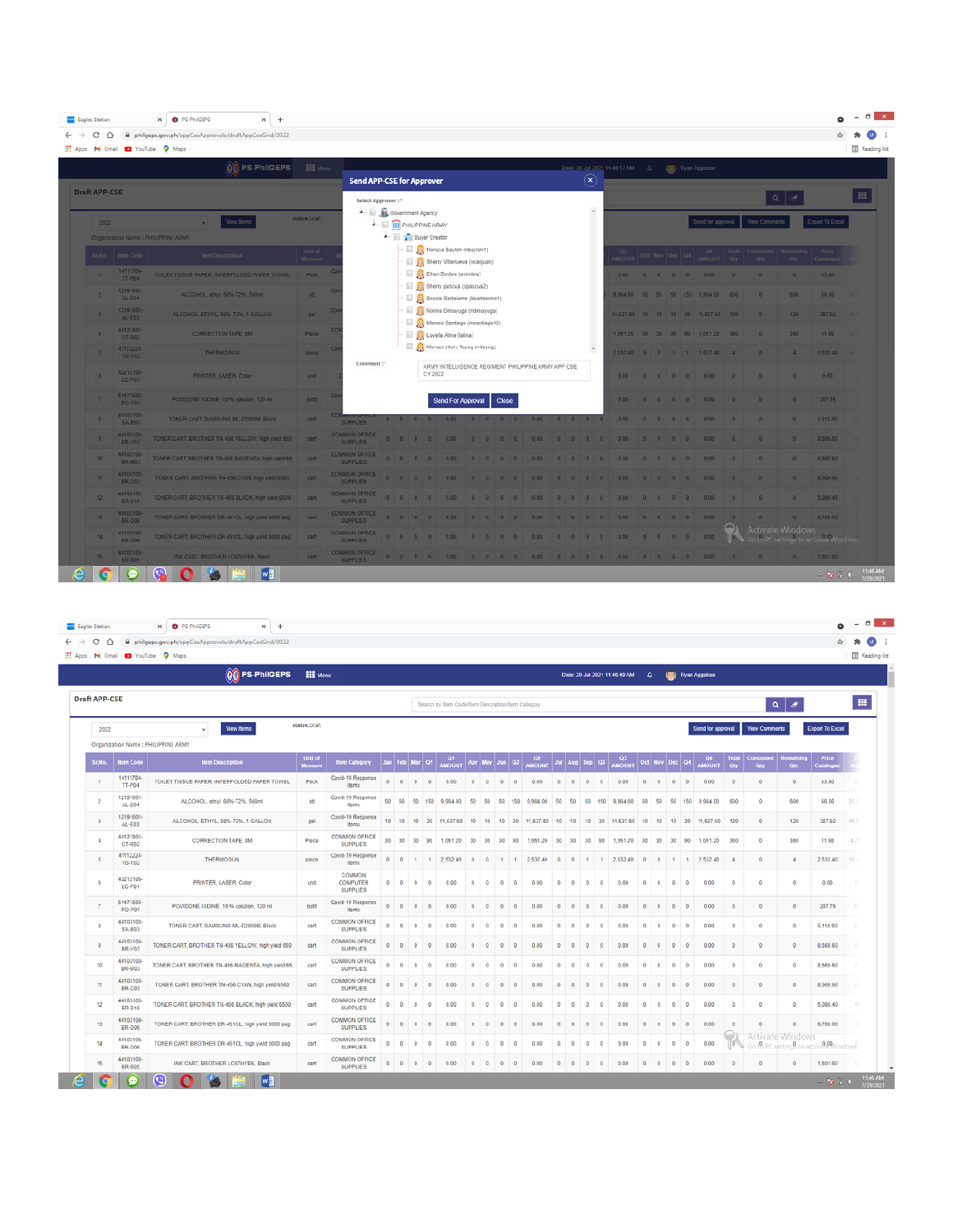Eagles Station | PS PhilGEPS

philgeps.gov.ph/appCseApprovals/draftAppCseGrid/2022

Apps | Gmail | YouTube | Maps | Reading list

**PS-PhilGEPS** | Menu | Date: 20-Jul-2021 11:46:17 AM | Fyan Aggabao

## Draft APP-CSE

### Send APP-CSE for Approver

Select Approver : *

- Government Agency
  - PHILIPPINE ARMY
    - Buyer Creator
      - Nerissa Baylon (nbaylon1)
      - Sherry Villanueva (vsanjuan)
      - Ellen Bimbre (ecimbre)
      - Sherry pascua (spascua2)
      - Bessie Bartolome (bbartolome1)
      - Norina Dimayuga (ndimayuga)
      - Menelo Santiago (msantiago12)
      - Lovella Alina (lalina)
      - Manuel (Del) Tiyog (mtiyog)

Comment : *

ARMY INTELLIGENCE REGIMENT PHILIPPINE ARMY APP CSE CY 2022

Send For Approval | Close

Activate Windows
Go to PC settings to activate Windows.

11:45 AM 7/29/2021

---

Eagles Station | PS PhilGEPS

philgeps.gov.ph/appCseApprovals/draftAppCseGrid/2022

Apps | Gmail | YouTube | Maps | Reading list

**PS-PhilGEPS** | Menu | Date: 20-Jul-2021 11:46:40 AM | Fyan Aggabao

## Draft APP-CSE

Search by Item Code/Item Description/Item Category

2022 | View Items | status:Draft

Send for approval | View Comments | Export To Excel

Organization Name : PHILIPPINE ARMY

| Sr.No. | Item Code | Item Description | Unit of Measure | Item Category | Jan | Feb | Mar | Q1 | Q1 AMOUNT | Apr | May | Jun | Q2 | Q2 AMOUNT | Jul | Aug | Sep | Q3 | Q3 AMOUNT | Oct | Nov | Dec | Q4 | Q4 AMOUNT | Total Qty | Consumed Qty | Remaining Qty | Price Catalogue |
|---|---|---|---|---|---|---|---|---|---|---|---|---|---|---|---|---|---|---|---|---|---|---|---|---|---|---|---|---|
| 1 | 14111704-TT-P04 | TOILET TISSUE PAPER, INTERFOLDED PAPER TOWEL | Pack | Covid-19 Response Items | 0 | 0 | 0 | 0 | 0.00 | 0 | 0 | 0 | 0 | 0.00 | 0 | 0 | 0 | 0 | 0.00 | 0 | 0 | 0 | 0 | 0.00 | 0 | 0 | 0 | 33.80 |
| 2 | 12191601-AL-E04 | ALCOHOL, ethyl, 68%-72%, 500ml | btl | Covid-19 Response Items | 50 | 50 | 50 | 150 | 9,984.00 | 50 | 50 | 50 | 150 | 9,984.00 | 50 | 50 | 50 | 150 | 9,984.00 | 50 | 50 | 50 | 150 | 9,984.00 | 600 | 0 | 600 | 56.56 |
| 3 | 12191601-AL-E03 | ALCOHOL, ETHYL, 68%-72%, 1 GALLON | gal | Covid-19 Response Items | 10 | 10 | 10 | 30 | 11,637.60 | 10 | 10 | 10 | 30 | 11,637.60 | 10 | 10 | 10 | 30 | 11,637.60 | 10 | 10 | 10 | 30 | 11,637.60 | 120 | 0 | 120 | 387.92 |
| 4 | 44121801-CT-R02 | CORRECTION TAPE, 8M | Piece | COMMON OFFICE SUPPLIES | 30 | 30 | 30 | 90 | 1,051.20 | 30 | 30 | 30 | 90 | 1,051.20 | 30 | 30 | 30 | 90 | 1,051.20 | 30 | 30 | 30 | 90 | 1,051.20 | 360 | 0 | 360 | 11.68 |
| 5 | 41112224-TG-T02 | THERMOGUN | piece | Covid-19 Response Items | 0 | 0 | 1 | 1 | 2,532.40 | 0 | 0 | 1 | 1 | 2,532.40 | 0 | 0 | 1 | 1 | 2,532.40 | 0 | 0 | 1 | 1 | 2,532.40 | 4 | 0 | 4 | 2,532.40 |
| 6 | 43212105-LC-P01 | PRINTER, LASER, Color | unit | COMMON COMPUTER SUPPLIES | 0 | 0 | 0 | 0 | 0.00 | 0 | 0 | 0 | 0 | 0.00 | 0 | 0 | 0 | 0 | 0.00 | 0 | 0 | 0 | 0 | 0.00 | 0 | 0 | 0 | 0.00 |
| 7 | 51471505-PO-P01 | POVIDONE IODINE, 10% solution, 120 ml | bottl | Covid-19 Response Items | 0 | 0 | 0 | 0 | 0.00 | 0 | 0 | 0 | 0 | 0.00 | 0 | 0 | 0 | 0 | 0.00 | 0 | 0 | 0 | 0 | 0.00 | 0 | 0 | 0 | 207.75 |
| 8 | 44103103-SA-B03 | TONER CART, SAMSUNG ML-D2850B, Black | cart | COMMON OFFICE SUPPLIES | 0 | 0 | 0 | 0 | 0.00 | 0 | 0 | 0 | 0 | 0.00 | 0 | 0 | 0 | 0 | 0.00 | 0 | 0 | 0 | 0 | 0.00 | 0 | 0 | 0 | 5,116.80 |
| 9 | 44103103-BR-Y03 | TONER CART, BROTHER TN-456 YELLOW, high yield 650 | cart | COMMON OFFICE SUPPLIES | 0 | 0 | 0 | 0 | 0.00 | 0 | 0 | 0 | 0 | 0.00 | 0 | 0 | 0 | 0 | 0.00 | 0 | 0 | 0 | 0 | 0.00 | 0 | 0 | 0 | 8,568.60 |
| 10 | 44103103-BR-M02 | TONER CART, BROTHER TN-456 MAGENTA, high yield 65 | cart | COMMON OFFICE SUPPLIES | 0 | 0 | 0 | 0 | 0.00 | 0 | 0 | 0 | 0 | 0.00 | 0 | 0 | 0 | 0 | 0.00 | 0 | 0 | 0 | 0 | 0.00 | 0 | 0 | 0 | 8,568.60 |
| 11 | 44103103-BR-C03 | TONER CART, BROTHER TN-456 CYAN, high yield 6500 | cart | COMMON OFFICE SUPPLIES | 0 | 0 | 0 | 0 | 0.00 | 0 | 0 | 0 | 0 | 0.00 | 0 | 0 | 0 | 0 | 0.00 | 0 | 0 | 0 | 0 | 0.00 | 0 | 0 | 0 | 8,568.60 |
| 12 | 44103103-BR-B16 | TONER CART, BROTHER TN-456 BLACK, high yield 6500 | cart | COMMON OFFICE SUPPLIES | 0 | 0 | 0 | 0 | 0.00 | 0 | 0 | 0 | 0 | 0.00 | 0 | 0 | 0 | 0 | 0.00 | 0 | 0 | 0 | 0 | 0.00 | 0 | 0 | 0 | 5,008.40 |
| 13 | 44103109-BR-D06 | TONER CART, BROTHER DR-451CL, high yield 3000 pag | cart | COMMON OFFICE SUPPLIES | 0 | 0 | 0 | 0 | 0.00 | 0 | 0 | 0 | 0 | 0.00 | 0 | 0 | 0 | 0 | 0.00 | 0 | 0 | 0 | 0 | 0.00 | 0 | 0 | 0 | 6,766.00 |
| 14 | 44103109-BR-D06 | TONER CART, BROTHER DR-451CL, high yield 3000 pag | cart | COMMON OFFICE SUPPLIES | 0 | 0 | 0 | 0 | 0.00 | 0 | 0 | 0 | 0 | 0.00 | 0 | 0 | 0 | 0 | 0.00 | 0 | 0 | 0 | 0 | 0.00 | 0 | 0 | 0 | 0.00 |
| 15 | 44103105-BR-B05 | INK CART, BROTHER LC67HYBK, Black | cart | COMMON OFFICE SUPPLIES | 0 | 0 | 0 | 0 | 0.00 | 0 | 0 | 0 | 0 | 0.00 | 0 | 0 | 0 | 0 | 0.00 | 0 | 0 | 0 | 0 | 0.00 | 0 | 0 | 0 | 1,501.60 |

Activate Windows
Go to PC settings to activate Windows.

11:46 AM 7/29/2021